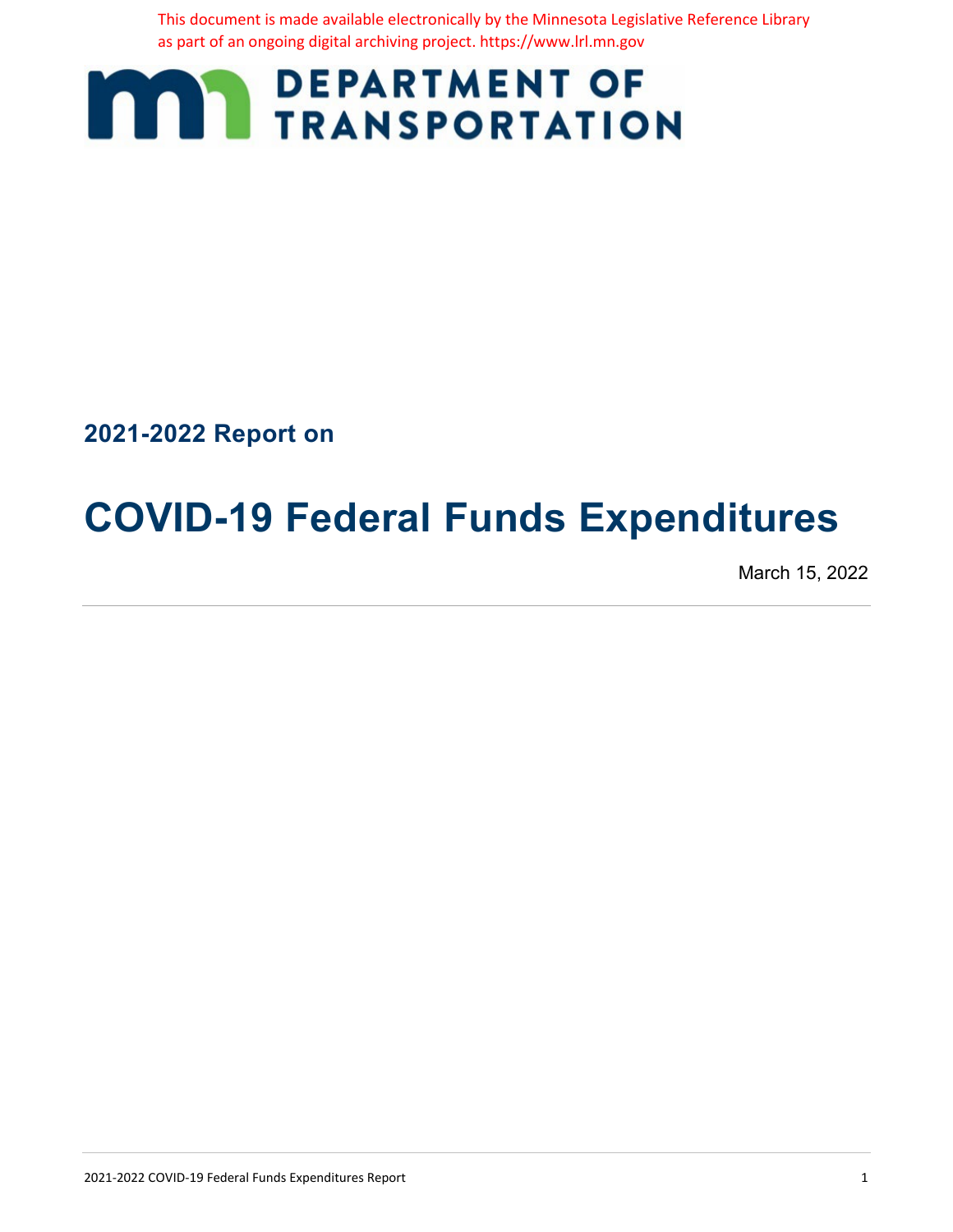This document is made available electronically by the Minnesota Legislative Reference Library as part of an ongoing digital archiving project. https://www.lrl.mn.gov

DEPARTMENT OF TRANSPORTATION

## 2021-2022 Report on

# COVID-19 Federal Funds Expenditures

March 15, 2022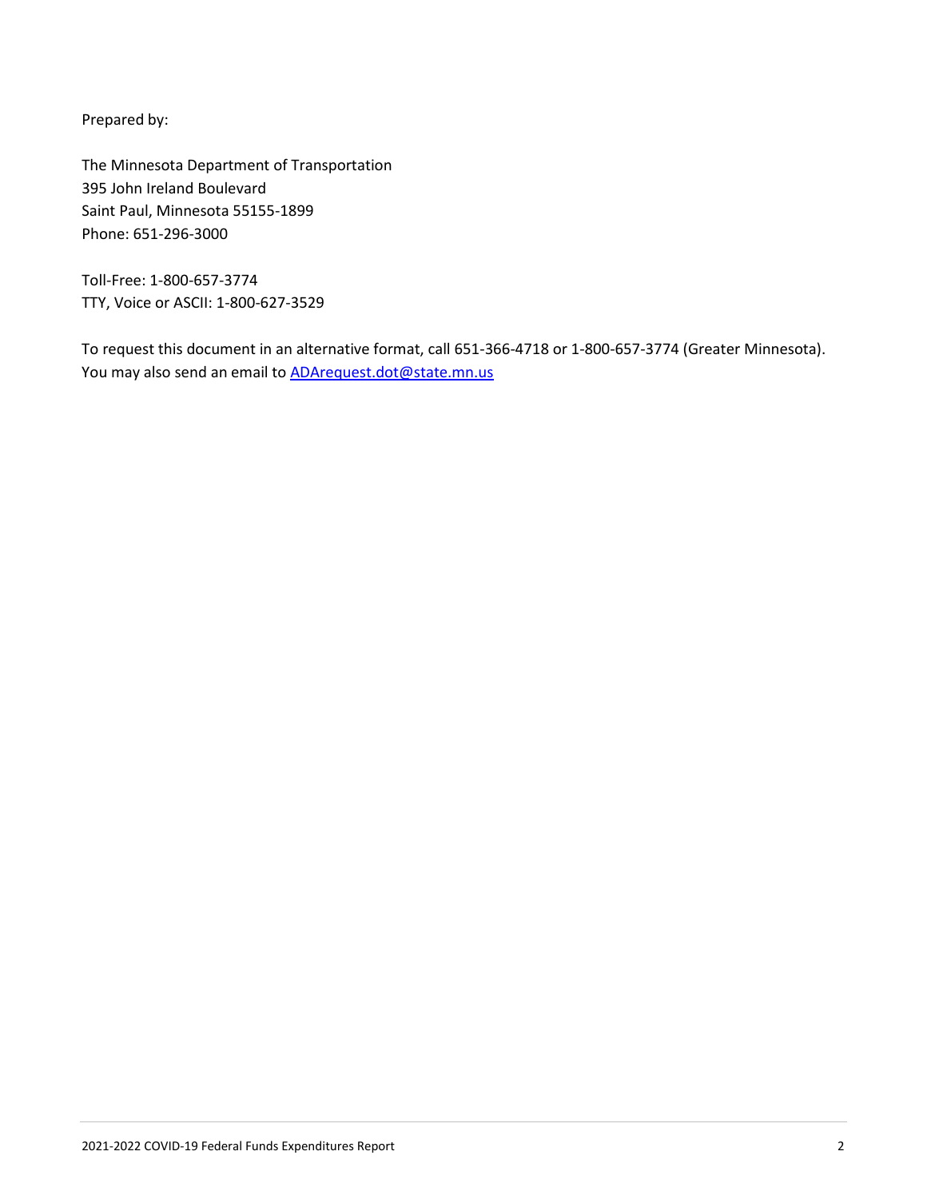Prepared by:

The Minnesota Department of Transportation
395 John Ireland Boulevard
Saint Paul, Minnesota 55155-1899
Phone: 651-296-3000

Toll-Free: 1-800-657-3774
TTY, Voice or ASCII: 1-800-627-3529

To request this document in an alternative format, call 651-366-4718 or 1-800-657-3774 (Greater Minnesota). You may also send an email to [ADArequest.dot@state.mn.us](mailto:ADArequest.dot@state.mn.us)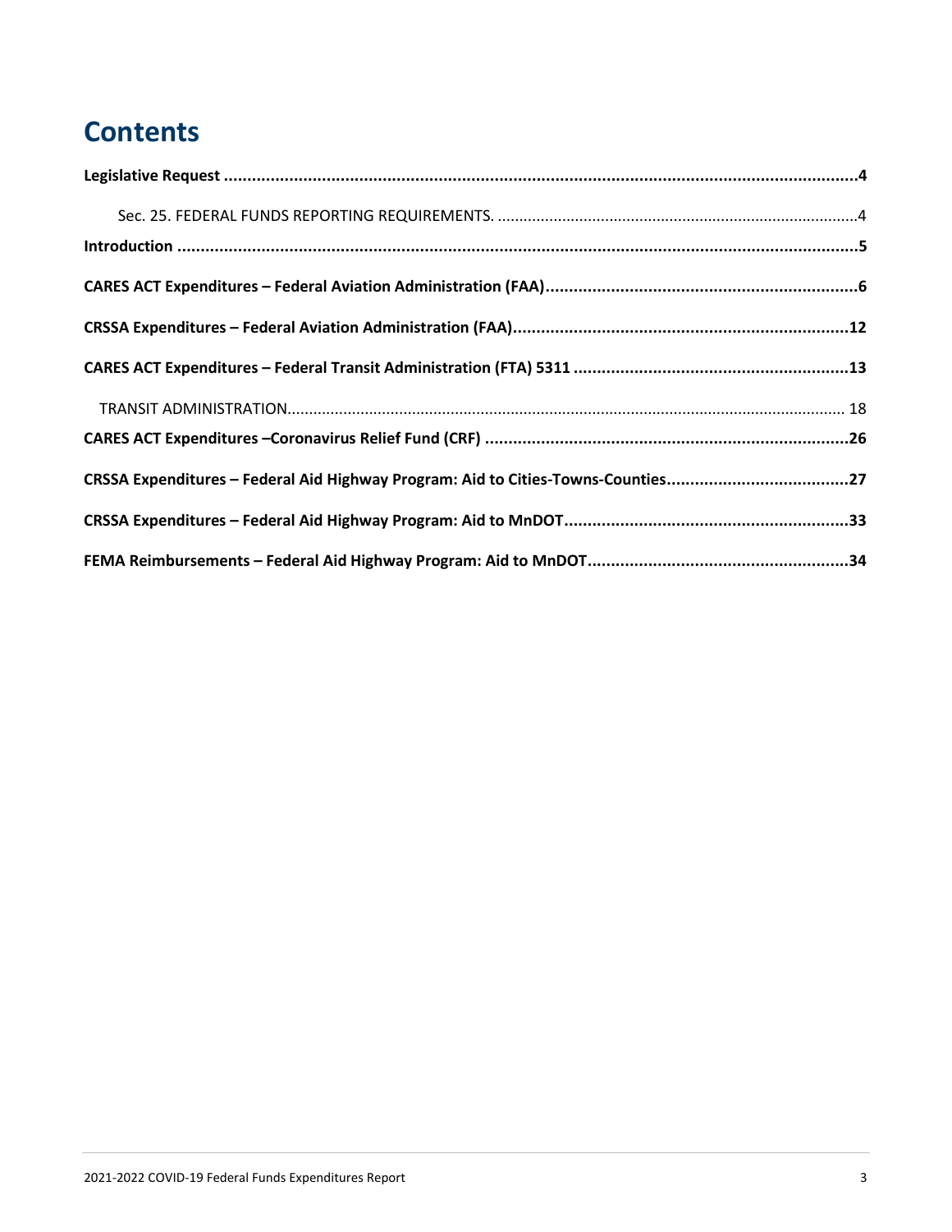# Contents

**Legislative Request** ....................................................................................................................................**4**

Sec. 25. FEDERAL FUNDS REPORTING REQUIREMENTS. ....................................................................................4

**Introduction** .................................................................................................................................................**5**

**CARES ACT Expenditures – Federal Aviation Administration (FAA)**..................................................................**6**

**CRSSA Expenditures – Federal Aviation Administration (FAA)**.......................................................................**12**

**CARES ACT Expenditures – Federal Transit Administration (FTA) 5311** ..........................................................**13**

TRANSIT ADMINISTRATION................................................................................................................................ 18

**CARES ACT Expenditures –Coronavirus Relief Fund (CRF)** .............................................................................**26**

**CRSSA Expenditures – Federal Aid Highway Program: Aid to Cities-Towns-Counties**.......................................**27**

**CRSSA Expenditures – Federal Aid Highway Program: Aid to MnDOT**............................................................**33**

**FEMA Reimbursements – Federal Aid Highway Program: Aid to MnDOT**.......................................................**34**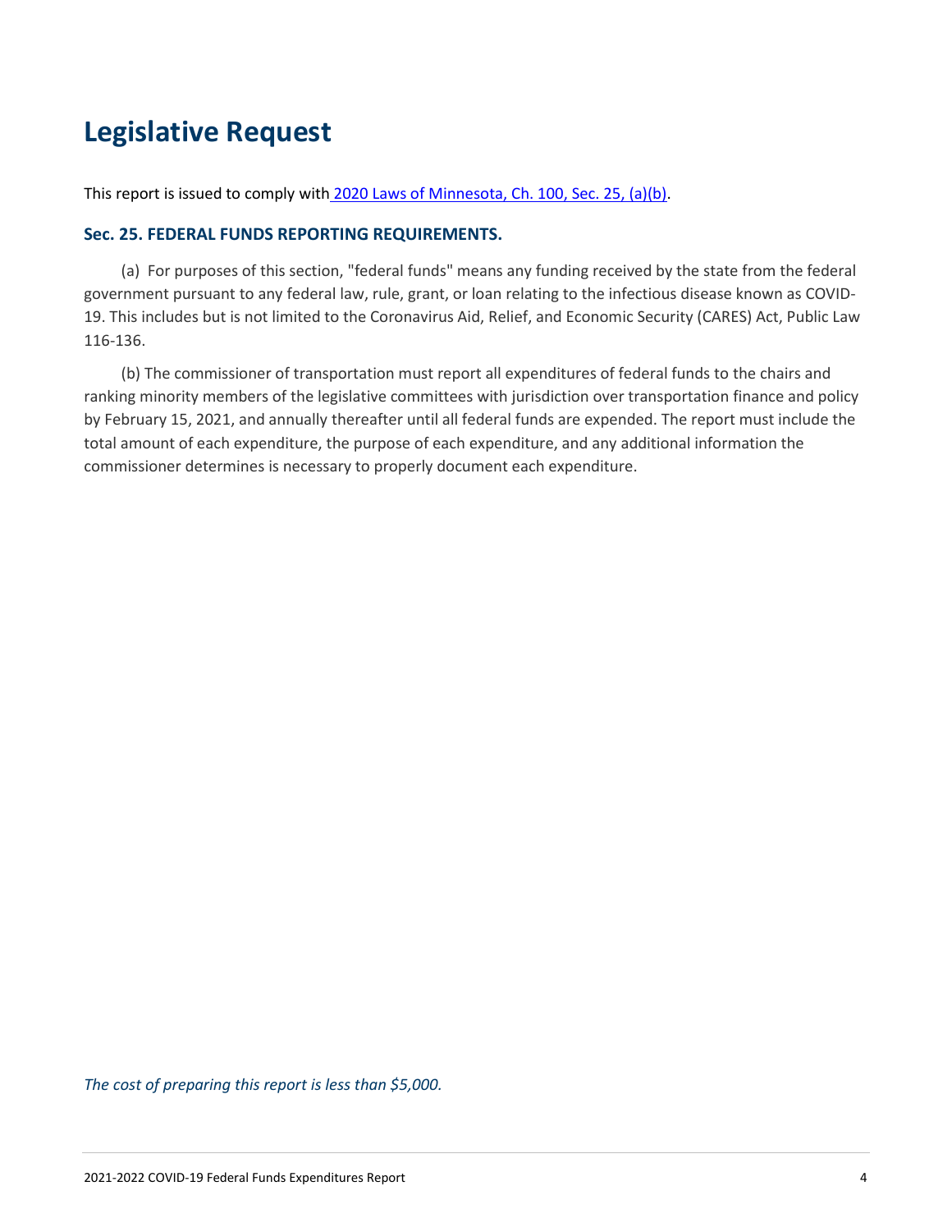# Legislative Request

This report is issued to comply with [2020 Laws of Minnesota, Ch. 100, Sec. 25, (a)(b)](#).

### Sec. 25. FEDERAL FUNDS REPORTING REQUIREMENTS.

(a) For purposes of this section, "federal funds" means any funding received by the state from the federal government pursuant to any federal law, rule, grant, or loan relating to the infectious disease known as COVID-19. This includes but is not limited to the Coronavirus Aid, Relief, and Economic Security (CARES) Act, Public Law 116-136.

(b) The commissioner of transportation must report all expenditures of federal funds to the chairs and ranking minority members of the legislative committees with jurisdiction over transportation finance and policy by February 15, 2021, and annually thereafter until all federal funds are expended. The report must include the total amount of each expenditure, the purpose of each expenditure, and any additional information the commissioner determines is necessary to properly document each expenditure.

*The cost of preparing this report is less than $5,000.*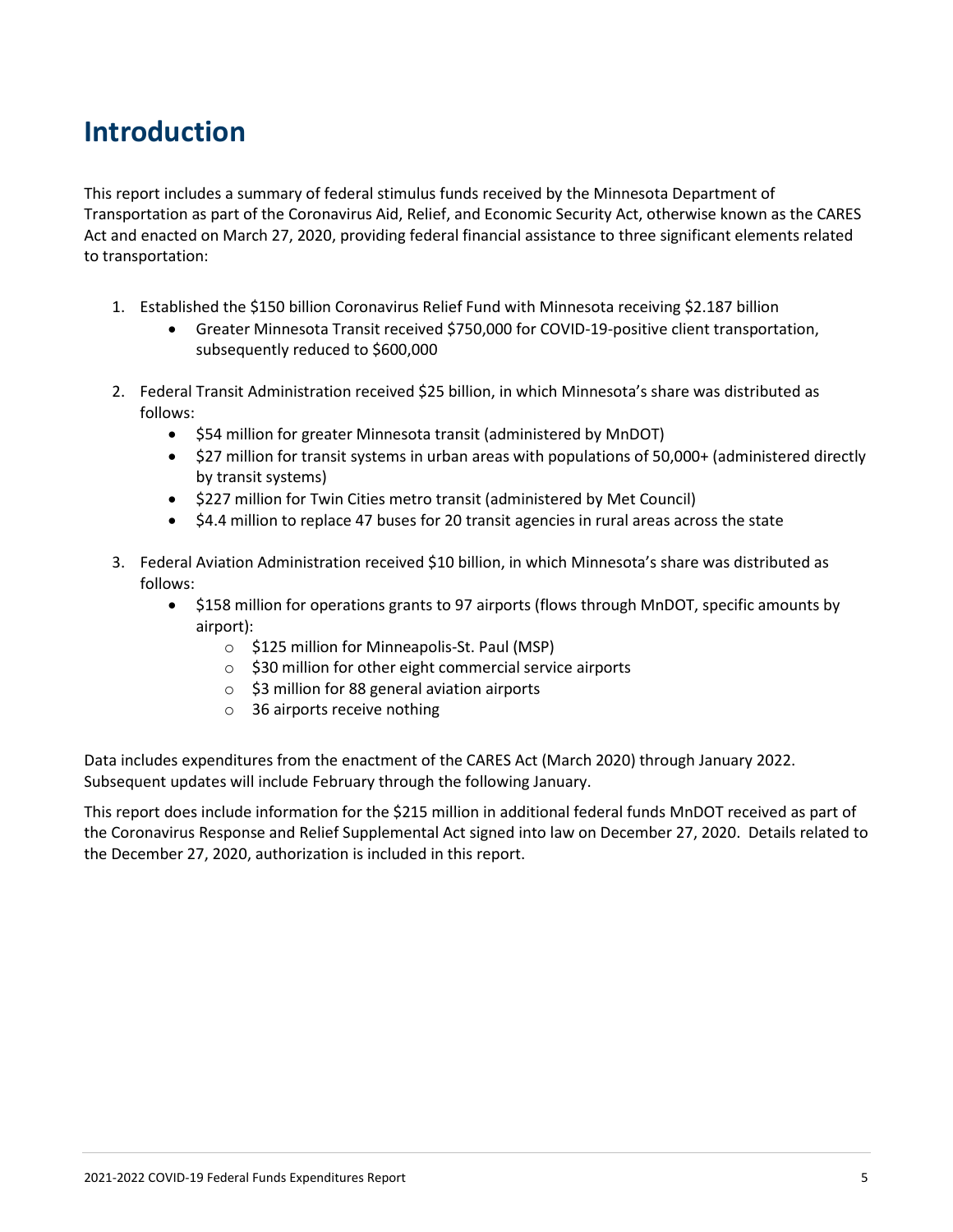# Introduction

This report includes a summary of federal stimulus funds received by the Minnesota Department of Transportation as part of the Coronavirus Aid, Relief, and Economic Security Act, otherwise known as the CARES Act and enacted on March 27, 2020, providing federal financial assistance to three significant elements related to transportation:

1. Established the $150 billion Coronavirus Relief Fund with Minnesota receiving $2.187 billion
   - Greater Minnesota Transit received $750,000 for COVID-19-positive client transportation, subsequently reduced to $600,000
2. Federal Transit Administration received $25 billion, in which Minnesota's share was distributed as follows:
   - $54 million for greater Minnesota transit (administered by MnDOT)
   - $27 million for transit systems in urban areas with populations of 50,000+ (administered directly by transit systems)
   - $227 million for Twin Cities metro transit (administered by Met Council)
   - $4.4 million to replace 47 buses for 20 transit agencies in rural areas across the state
3. Federal Aviation Administration received $10 billion, in which Minnesota's share was distributed as follows:
   - $158 million for operations grants to 97 airports (flows through MnDOT, specific amounts by airport):
     - $125 million for Minneapolis-St. Paul (MSP)
     - $30 million for other eight commercial service airports
     - $3 million for 88 general aviation airports
     - 36 airports receive nothing

Data includes expenditures from the enactment of the CARES Act (March 2020) through January 2022. Subsequent updates will include February through the following January.

This report does include information for the $215 million in additional federal funds MnDOT received as part of the Coronavirus Response and Relief Supplemental Act signed into law on December 27, 2020. Details related to the December 27, 2020, authorization is included in this report.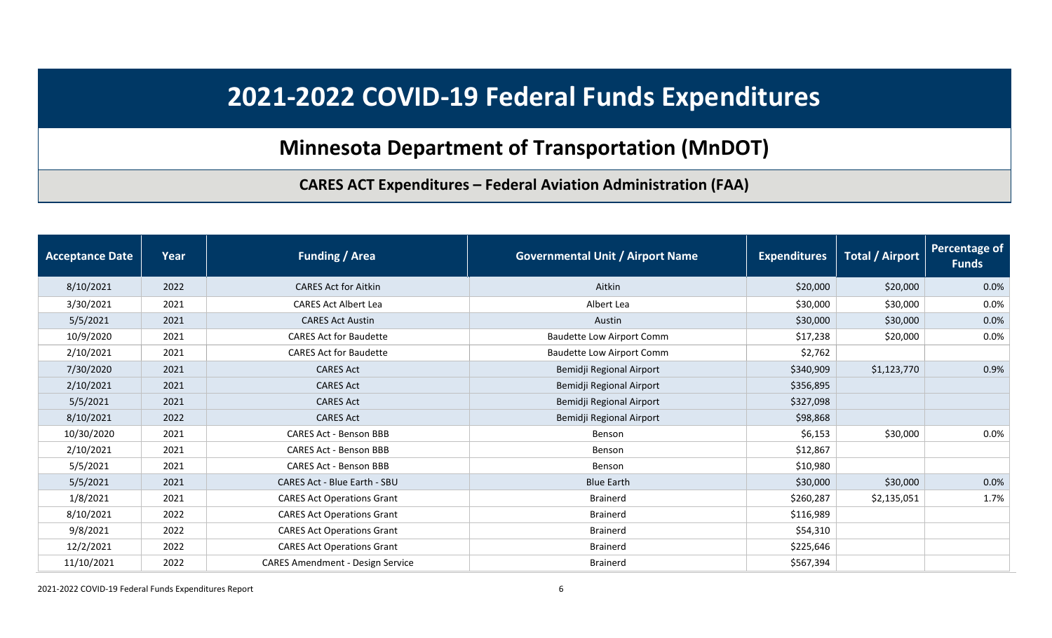# 2021-2022 COVID-19 Federal Funds Expenditures

## Minnesota Department of Transportation (MnDOT)

### CARES ACT Expenditures – Federal Aviation Administration (FAA)

| Acceptance Date | Year | Funding / Area | Governmental Unit / Airport Name | Expenditures | Total / Airport | Percentage of Funds |
|---|---|---|---|---|---|---|
| 8/10/2021 | 2022 | CARES Act for Aitkin | Aitkin | $20,000 | $20,000 | 0.0% |
| 3/30/2021 | 2021 | CARES Act Albert Lea | Albert Lea | $30,000 | $30,000 | 0.0% |
| 5/5/2021 | 2021 | CARES Act Austin | Austin | $30,000 | $30,000 | 0.0% |
| 10/9/2020 | 2021 | CARES Act for Baudette | Baudette Low Airport Comm | $17,238 | $20,000 | 0.0% |
| 2/10/2021 | 2021 | CARES Act for Baudette | Baudette Low Airport Comm | $2,762 | | |
| 7/30/2020 | 2021 | CARES Act | Bemidji Regional Airport | $340,909 | $1,123,770 | 0.9% |
| 2/10/2021 | 2021 | CARES Act | Bemidji Regional Airport | $356,895 | | |
| 5/5/2021 | 2021 | CARES Act | Bemidji Regional Airport | $327,098 | | |
| 8/10/2021 | 2022 | CARES Act | Bemidji Regional Airport | $98,868 | | |
| 10/30/2020 | 2021 | CARES Act - Benson BBB | Benson | $6,153 | $30,000 | 0.0% |
| 2/10/2021 | 2021 | CARES Act - Benson BBB | Benson | $12,867 | | |
| 5/5/2021 | 2021 | CARES Act - Benson BBB | Benson | $10,980 | | |
| 5/5/2021 | 2021 | CARES Act - Blue Earth - SBU | Blue Earth | $30,000 | $30,000 | 0.0% |
| 1/8/2021 | 2021 | CARES Act Operations Grant | Brainerd | $260,287 | $2,135,051 | 1.7% |
| 8/10/2021 | 2022 | CARES Act Operations Grant | Brainerd | $116,989 | | |
| 9/8/2021 | 2022 | CARES Act Operations Grant | Brainerd | $54,310 | | |
| 12/2/2021 | 2022 | CARES Act Operations Grant | Brainerd | $225,646 | | |
| 11/10/2021 | 2022 | CARES Amendment - Design Service | Brainerd | $567,394 | | |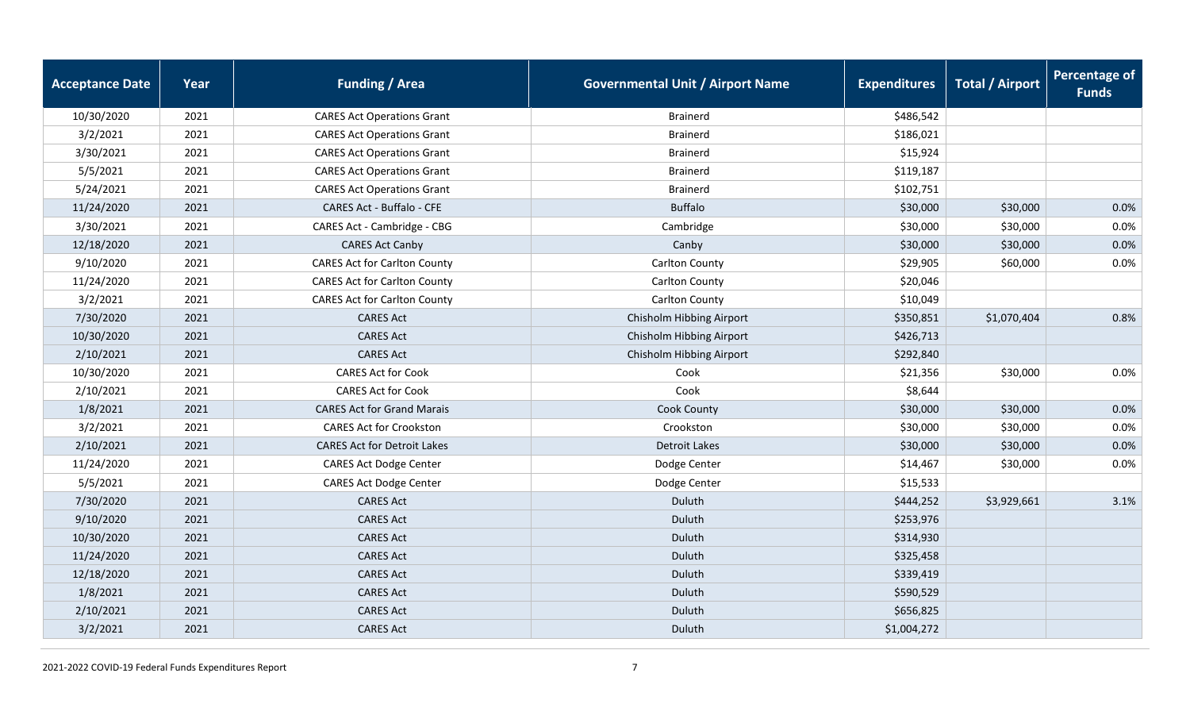| Acceptance Date | Year | Funding / Area | Governmental Unit / Airport Name | Expenditures | Total / Airport | Percentage of Funds |
|---|---|---|---|---|---|---|
| 10/30/2020 | 2021 | CARES Act Operations Grant | Brainerd | $486,542 | | |
| 3/2/2021 | 2021 | CARES Act Operations Grant | Brainerd | $186,021 | | |
| 3/30/2021 | 2021 | CARES Act Operations Grant | Brainerd | $15,924 | | |
| 5/5/2021 | 2021 | CARES Act Operations Grant | Brainerd | $119,187 | | |
| 5/24/2021 | 2021 | CARES Act Operations Grant | Brainerd | $102,751 | | |
| 11/24/2020 | 2021 | CARES Act - Buffalo - CFE | Buffalo | $30,000 | $30,000 | 0.0% |
| 3/30/2021 | 2021 | CARES Act - Cambridge - CBG | Cambridge | $30,000 | $30,000 | 0.0% |
| 12/18/2020 | 2021 | CARES Act Canby | Canby | $30,000 | $30,000 | 0.0% |
| 9/10/2020 | 2021 | CARES Act for Carlton County | Carlton County | $29,905 | $60,000 | 0.0% |
| 11/24/2020 | 2021 | CARES Act for Carlton County | Carlton County | $20,046 | | |
| 3/2/2021 | 2021 | CARES Act for Carlton County | Carlton County | $10,049 | | |
| 7/30/2020 | 2021 | CARES Act | Chisholm Hibbing Airport | $350,851 | $1,070,404 | 0.8% |
| 10/30/2020 | 2021 | CARES Act | Chisholm Hibbing Airport | $426,713 | | |
| 2/10/2021 | 2021 | CARES Act | Chisholm Hibbing Airport | $292,840 | | |
| 10/30/2020 | 2021 | CARES Act for Cook | Cook | $21,356 | $30,000 | 0.0% |
| 2/10/2021 | 2021 | CARES Act for Cook | Cook | $8,644 | | |
| 1/8/2021 | 2021 | CARES Act for Grand Marais | Cook County | $30,000 | $30,000 | 0.0% |
| 3/2/2021 | 2021 | CARES Act for Crookston | Crookston | $30,000 | $30,000 | 0.0% |
| 2/10/2021 | 2021 | CARES Act for Detroit Lakes | Detroit Lakes | $30,000 | $30,000 | 0.0% |
| 11/24/2020 | 2021 | CARES Act Dodge Center | Dodge Center | $14,467 | $30,000 | 0.0% |
| 5/5/2021 | 2021 | CARES Act Dodge Center | Dodge Center | $15,533 | | |
| 7/30/2020 | 2021 | CARES Act | Duluth | $444,252 | $3,929,661 | 3.1% |
| 9/10/2020 | 2021 | CARES Act | Duluth | $253,976 | | |
| 10/30/2020 | 2021 | CARES Act | Duluth | $314,930 | | |
| 11/24/2020 | 2021 | CARES Act | Duluth | $325,458 | | |
| 12/18/2020 | 2021 | CARES Act | Duluth | $339,419 | | |
| 1/8/2021 | 2021 | CARES Act | Duluth | $590,529 | | |
| 2/10/2021 | 2021 | CARES Act | Duluth | $656,825 | | |
| 3/2/2021 | 2021 | CARES Act | Duluth | $1,004,272 | | |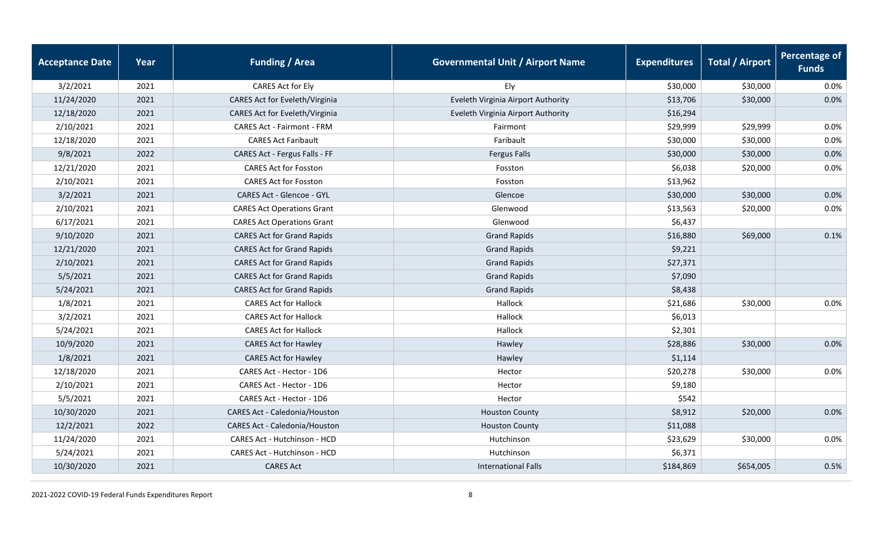| Acceptance Date | Year | Funding / Area | Governmental Unit / Airport Name | Expenditures | Total / Airport | Percentage of Funds |
|---|---|---|---|---|---|---|
| 3/2/2021 | 2021 | CARES Act for Ely | Ely | $30,000 | $30,000 | 0.0% |
| 11/24/2020 | 2021 | CARES Act for Eveleth/Virginia | Eveleth Virginia Airport Authority | $13,706 | $30,000 | 0.0% |
| 12/18/2020 | 2021 | CARES Act for Eveleth/Virginia | Eveleth Virginia Airport Authority | $16,294 | | |
| 2/10/2021 | 2021 | CARES Act - Fairmont - FRM | Fairmont | $29,999 | $29,999 | 0.0% |
| 12/18/2020 | 2021 | CARES Act Faribault | Faribault | $30,000 | $30,000 | 0.0% |
| 9/8/2021 | 2022 | CARES Act - Fergus Falls - FF | Fergus Falls | $30,000 | $30,000 | 0.0% |
| 12/21/2020 | 2021 | CARES Act for Fosston | Fosston | $6,038 | $20,000 | 0.0% |
| 2/10/2021 | 2021 | CARES Act for Fosston | Fosston | $13,962 | | |
| 3/2/2021 | 2021 | CARES Act - Glencoe - GYL | Glencoe | $30,000 | $30,000 | 0.0% |
| 2/10/2021 | 2021 | CARES Act Operations Grant | Glenwood | $13,563 | $20,000 | 0.0% |
| 6/17/2021 | 2021 | CARES Act Operations Grant | Glenwood | $6,437 | | |
| 9/10/2020 | 2021 | CARES Act for Grand Rapids | Grand Rapids | $16,880 | $69,000 | 0.1% |
| 12/21/2020 | 2021 | CARES Act for Grand Rapids | Grand Rapids | $9,221 | | |
| 2/10/2021 | 2021 | CARES Act for Grand Rapids | Grand Rapids | $27,371 | | |
| 5/5/2021 | 2021 | CARES Act for Grand Rapids | Grand Rapids | $7,090 | | |
| 5/24/2021 | 2021 | CARES Act for Grand Rapids | Grand Rapids | $8,438 | | |
| 1/8/2021 | 2021 | CARES Act for Hallock | Hallock | $21,686 | $30,000 | 0.0% |
| 3/2/2021 | 2021 | CARES Act for Hallock | Hallock | $6,013 | | |
| 5/24/2021 | 2021 | CARES Act for Hallock | Hallock | $2,301 | | |
| 10/9/2020 | 2021 | CARES Act for Hawley | Hawley | $28,886 | $30,000 | 0.0% |
| 1/8/2021 | 2021 | CARES Act for Hawley | Hawley | $1,114 | | |
| 12/18/2020 | 2021 | CARES Act - Hector - 1D6 | Hector | $20,278 | $30,000 | 0.0% |
| 2/10/2021 | 2021 | CARES Act - Hector - 1D6 | Hector | $9,180 | | |
| 5/5/2021 | 2021 | CARES Act - Hector - 1D6 | Hector | $542 | | |
| 10/30/2020 | 2021 | CARES Act - Caledonia/Houston | Houston County | $8,912 | $20,000 | 0.0% |
| 12/2/2021 | 2022 | CARES Act - Caledonia/Houston | Houston County | $11,088 | | |
| 11/24/2020 | 2021 | CARES Act - Hutchinson - HCD | Hutchinson | $23,629 | $30,000 | 0.0% |
| 5/24/2021 | 2021 | CARES Act - Hutchinson - HCD | Hutchinson | $6,371 | | |
| 10/30/2020 | 2021 | CARES Act | International Falls | $184,869 | $654,005 | 0.5% |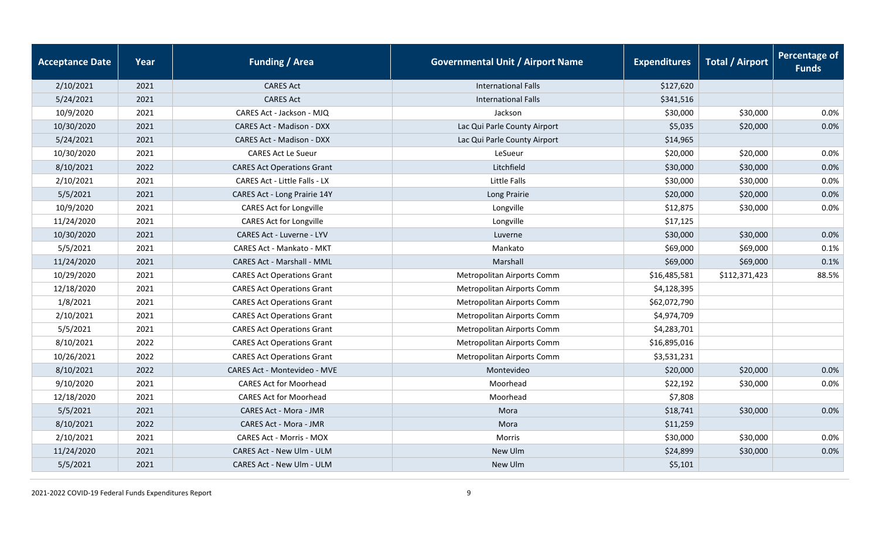| Acceptance Date | Year | Funding / Area | Governmental Unit / Airport Name | Expenditures | Total / Airport | Percentage of Funds |
|---|---|---|---|---|---|---|
| 2/10/2021 | 2021 | CARES Act | International Falls | $127,620 | | |
| 5/24/2021 | 2021 | CARES Act | International Falls | $341,516 | | |
| 10/9/2020 | 2021 | CARES Act - Jackson - MJQ | Jackson | $30,000 | $30,000 | 0.0% |
| 10/30/2020 | 2021 | CARES Act - Madison - DXX | Lac Qui Parle County Airport | $5,035 | $20,000 | 0.0% |
| 5/24/2021 | 2021 | CARES Act - Madison - DXX | Lac Qui Parle County Airport | $14,965 | | |
| 10/30/2020 | 2021 | CARES Act Le Sueur | LeSueur | $20,000 | $20,000 | 0.0% |
| 8/10/2021 | 2022 | CARES Act Operations Grant | Litchfield | $30,000 | $30,000 | 0.0% |
| 2/10/2021 | 2021 | CARES Act - Little Falls - LX | Little Falls | $30,000 | $30,000 | 0.0% |
| 5/5/2021 | 2021 | CARES Act - Long Prairie 14Y | Long Prairie | $20,000 | $20,000 | 0.0% |
| 10/9/2020 | 2021 | CARES Act for Longville | Longville | $12,875 | $30,000 | 0.0% |
| 11/24/2020 | 2021 | CARES Act for Longville | Longville | $17,125 | | |
| 10/30/2020 | 2021 | CARES Act - Luverne - LYV | Luverne | $30,000 | $30,000 | 0.0% |
| 5/5/2021 | 2021 | CARES Act - Mankato - MKT | Mankato | $69,000 | $69,000 | 0.1% |
| 11/24/2020 | 2021 | CARES Act - Marshall - MML | Marshall | $69,000 | $69,000 | 0.1% |
| 10/29/2020 | 2021 | CARES Act Operations Grant | Metropolitan Airports Comm | $16,485,581 | $112,371,423 | 88.5% |
| 12/18/2020 | 2021 | CARES Act Operations Grant | Metropolitan Airports Comm | $4,128,395 | | |
| 1/8/2021 | 2021 | CARES Act Operations Grant | Metropolitan Airports Comm | $62,072,790 | | |
| 2/10/2021 | 2021 | CARES Act Operations Grant | Metropolitan Airports Comm | $4,974,709 | | |
| 5/5/2021 | 2021 | CARES Act Operations Grant | Metropolitan Airports Comm | $4,283,701 | | |
| 8/10/2021 | 2022 | CARES Act Operations Grant | Metropolitan Airports Comm | $16,895,016 | | |
| 10/26/2021 | 2022 | CARES Act Operations Grant | Metropolitan Airports Comm | $3,531,231 | | |
| 8/10/2021 | 2022 | CARES Act - Montevideo - MVE | Montevideo | $20,000 | $20,000 | 0.0% |
| 9/10/2020 | 2021 | CARES Act for Moorhead | Moorhead | $22,192 | $30,000 | 0.0% |
| 12/18/2020 | 2021 | CARES Act for Moorhead | Moorhead | $7,808 | | |
| 5/5/2021 | 2021 | CARES Act - Mora - JMR | Mora | $18,741 | $30,000 | 0.0% |
| 8/10/2021 | 2022 | CARES Act - Mora - JMR | Mora | $11,259 | | |
| 2/10/2021 | 2021 | CARES Act - Morris - MOX | Morris | $30,000 | $30,000 | 0.0% |
| 11/24/2020 | 2021 | CARES Act - New Ulm - ULM | New Ulm | $24,899 | $30,000 | 0.0% |
| 5/5/2021 | 2021 | CARES Act - New Ulm - ULM | New Ulm | $5,101 | | |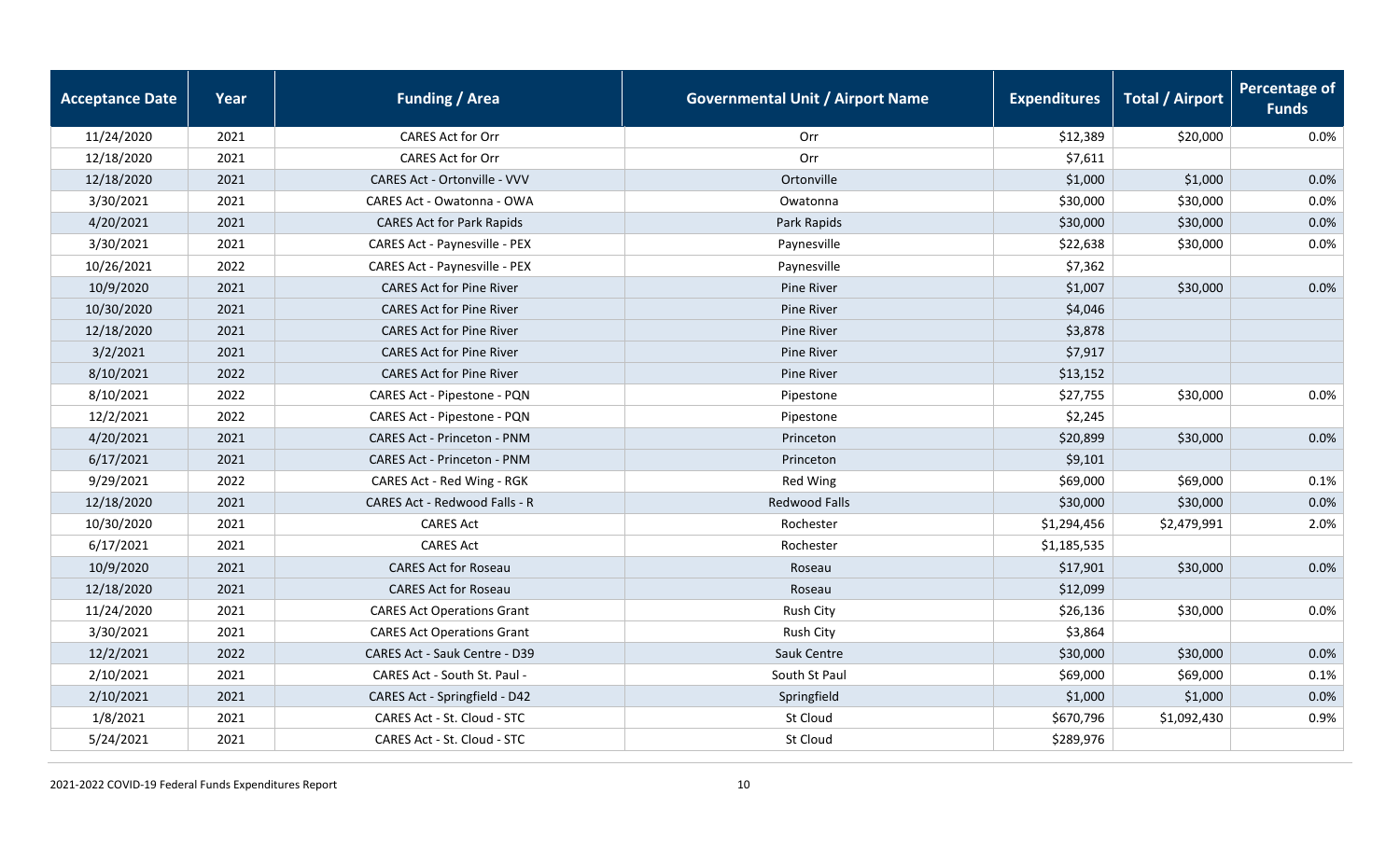| Acceptance Date | Year | Funding / Area | Governmental Unit / Airport Name | Expenditures | Total / Airport | Percentage of Funds |
|---|---|---|---|---|---|---|
| 11/24/2020 | 2021 | CARES Act for Orr | Orr | $12,389 | $20,000 | 0.0% |
| 12/18/2020 | 2021 | CARES Act for Orr | Orr | $7,611 | | |
| 12/18/2020 | 2021 | CARES Act - Ortonville - VVV | Ortonville | $1,000 | $1,000 | 0.0% |
| 3/30/2021 | 2021 | CARES Act - Owatonna - OWA | Owatonna | $30,000 | $30,000 | 0.0% |
| 4/20/2021 | 2021 | CARES Act for Park Rapids | Park Rapids | $30,000 | $30,000 | 0.0% |
| 3/30/2021 | 2021 | CARES Act - Paynesville - PEX | Paynesville | $22,638 | $30,000 | 0.0% |
| 10/26/2021 | 2022 | CARES Act - Paynesville - PEX | Paynesville | $7,362 | | |
| 10/9/2020 | 2021 | CARES Act for Pine River | Pine River | $1,007 | $30,000 | 0.0% |
| 10/30/2020 | 2021 | CARES Act for Pine River | Pine River | $4,046 | | |
| 12/18/2020 | 2021 | CARES Act for Pine River | Pine River | $3,878 | | |
| 3/2/2021 | 2021 | CARES Act for Pine River | Pine River | $7,917 | | |
| 8/10/2021 | 2022 | CARES Act for Pine River | Pine River | $13,152 | | |
| 8/10/2021 | 2022 | CARES Act - Pipestone - PQN | Pipestone | $27,755 | $30,000 | 0.0% |
| 12/2/2021 | 2022 | CARES Act - Pipestone - PQN | Pipestone | $2,245 | | |
| 4/20/2021 | 2021 | CARES Act - Princeton - PNM | Princeton | $20,899 | $30,000 | 0.0% |
| 6/17/2021 | 2021 | CARES Act - Princeton - PNM | Princeton | $9,101 | | |
| 9/29/2021 | 2022 | CARES Act - Red Wing - RGK | Red Wing | $69,000 | $69,000 | 0.1% |
| 12/18/2020 | 2021 | CARES Act - Redwood Falls - R | Redwood Falls | $30,000 | $30,000 | 0.0% |
| 10/30/2020 | 2021 | CARES Act | Rochester | $1,294,456 | $2,479,991 | 2.0% |
| 6/17/2021 | 2021 | CARES Act | Rochester | $1,185,535 | | |
| 10/9/2020 | 2021 | CARES Act for Roseau | Roseau | $17,901 | $30,000 | 0.0% |
| 12/18/2020 | 2021 | CARES Act for Roseau | Roseau | $12,099 | | |
| 11/24/2020 | 2021 | CARES Act Operations Grant | Rush City | $26,136 | $30,000 | 0.0% |
| 3/30/2021 | 2021 | CARES Act Operations Grant | Rush City | $3,864 | | |
| 12/2/2021 | 2022 | CARES Act - Sauk Centre - D39 | Sauk Centre | $30,000 | $30,000 | 0.0% |
| 2/10/2021 | 2021 | CARES Act - South St. Paul - | South St Paul | $69,000 | $69,000 | 0.1% |
| 2/10/2021 | 2021 | CARES Act - Springfield - D42 | Springfield | $1,000 | $1,000 | 0.0% |
| 1/8/2021 | 2021 | CARES Act - St. Cloud - STC | St Cloud | $670,796 | $1,092,430 | 0.9% |
| 5/24/2021 | 2021 | CARES Act - St. Cloud - STC | St Cloud | $289,976 | | |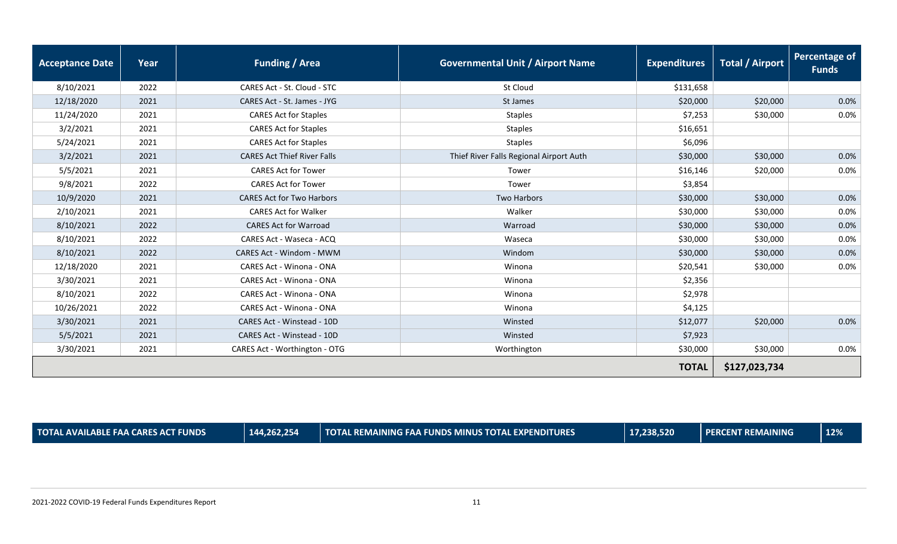| Acceptance Date | Year | Funding / Area | Governmental Unit / Airport Name | Expenditures | Total / Airport | Percentage of Funds |
|---|---|---|---|---|---|---|
| 8/10/2021 | 2022 | CARES Act - St. Cloud - STC | St Cloud | $131,658 | | |
| 12/18/2020 | 2021 | CARES Act - St. James - JYG | St James | $20,000 | $20,000 | 0.0% |
| 11/24/2020 | 2021 | CARES Act for Staples | Staples | $7,253 | $30,000 | 0.0% |
| 3/2/2021 | 2021 | CARES Act for Staples | Staples | $16,651 | | |
| 5/24/2021 | 2021 | CARES Act for Staples | Staples | $6,096 | | |
| 3/2/2021 | 2021 | CARES Act Thief River Falls | Thief River Falls Regional Airport Auth | $30,000 | $30,000 | 0.0% |
| 5/5/2021 | 2021 | CARES Act for Tower | Tower | $16,146 | $20,000 | 0.0% |
| 9/8/2021 | 2022 | CARES Act for Tower | Tower | $3,854 | | |
| 10/9/2020 | 2021 | CARES Act for Two Harbors | Two Harbors | $30,000 | $30,000 | 0.0% |
| 2/10/2021 | 2021 | CARES Act for Walker | Walker | $30,000 | $30,000 | 0.0% |
| 8/10/2021 | 2022 | CARES Act for Warroad | Warroad | $30,000 | $30,000 | 0.0% |
| 8/10/2021 | 2022 | CARES Act - Waseca - ACQ | Waseca | $30,000 | $30,000 | 0.0% |
| 8/10/2021 | 2022 | CARES Act - Windom - MWM | Windom | $30,000 | $30,000 | 0.0% |
| 12/18/2020 | 2021 | CARES Act - Winona - ONA | Winona | $20,541 | $30,000 | 0.0% |
| 3/30/2021 | 2021 | CARES Act - Winona - ONA | Winona | $2,356 | | |
| 8/10/2021 | 2022 | CARES Act - Winona - ONA | Winona | $2,978 | | |
| 10/26/2021 | 2022 | CARES Act - Winona - ONA | Winona | $4,125 | | |
| 3/30/2021 | 2021 | CARES Act - Winstead - 10D | Winsted | $12,077 | $20,000 | 0.0% |
| 5/5/2021 | 2021 | CARES Act - Winstead - 10D | Winsted | $7,923 | | |
| 3/30/2021 | 2021 | CARES Act - Worthington - OTG | Worthington | $30,000 | $30,000 | 0.0% |
| | | | | **TOTAL** | **$127,023,734** | |

| TOTAL AVAILABLE FAA CARES ACT FUNDS | 144,262,254 | TOTAL REMAINING FAA FUNDS MINUS TOTAL EXPENDITURES | 17,238,520 | PERCENT REMAINING | 12% |
|---|---|---|---|---|---|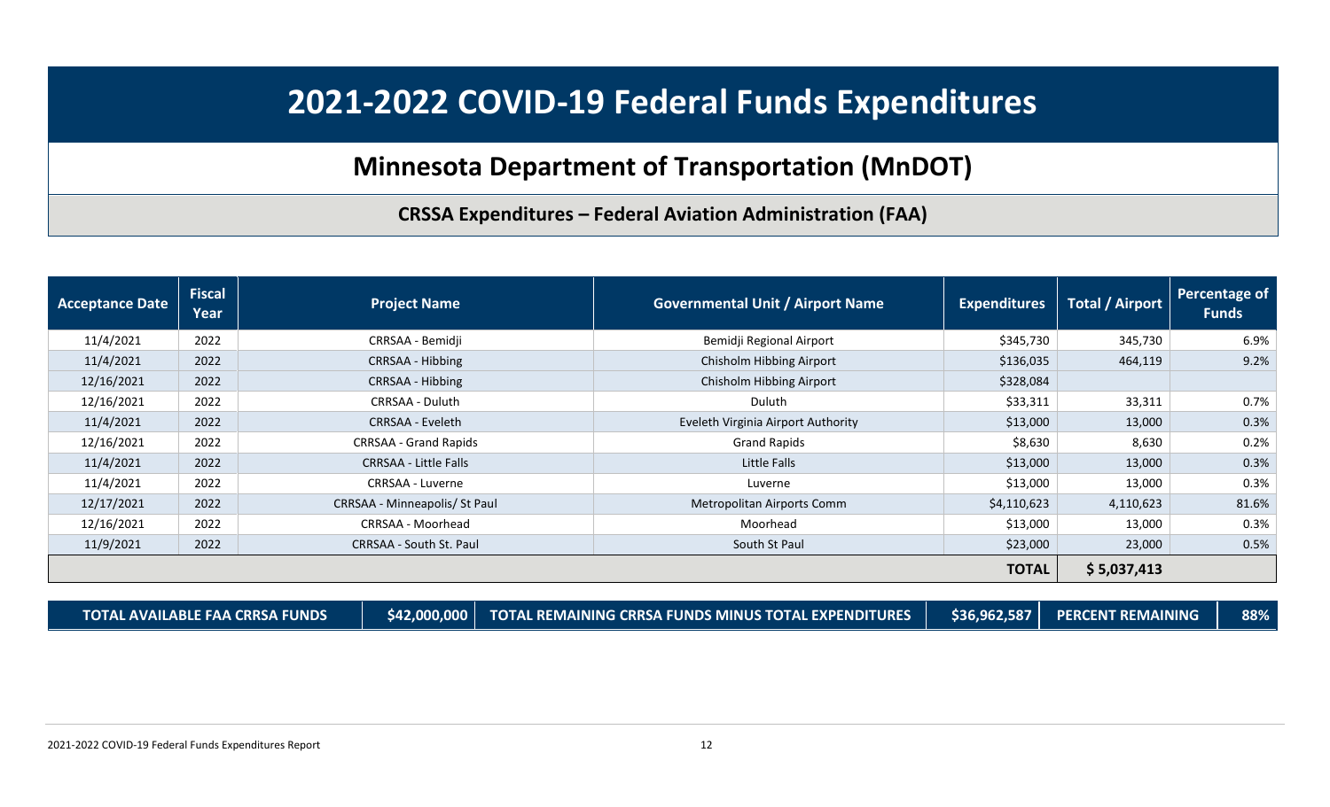# 2021-2022 COVID-19 Federal Funds Expenditures

## Minnesota Department of Transportation (MnDOT)

### CRSSA Expenditures – Federal Aviation Administration (FAA)

| Acceptance Date | Fiscal Year | Project Name | Governmental Unit / Airport Name | Expenditures | Total / Airport | Percentage of Funds |
|---|---|---|---|---|---|---|
| 11/4/2021 | 2022 | CRRSAA - Bemidji | Bemidji Regional Airport | $345,730 | 345,730 | 6.9% |
| 11/4/2021 | 2022 | CRRSAA - Hibbing | Chisholm Hibbing Airport | $136,035 | 464,119 | 9.2% |
| 12/16/2021 | 2022 | CRRSAA - Hibbing | Chisholm Hibbing Airport | $328,084 | | |
| 12/16/2021 | 2022 | CRRSAA - Duluth | Duluth | $33,311 | 33,311 | 0.7% |
| 11/4/2021 | 2022 | CRRSAA - Eveleth | Eveleth Virginia Airport Authority | $13,000 | 13,000 | 0.3% |
| 12/16/2021 | 2022 | CRRSAA - Grand Rapids | Grand Rapids | $8,630 | 8,630 | 0.2% |
| 11/4/2021 | 2022 | CRRSAA - Little Falls | Little Falls | $13,000 | 13,000 | 0.3% |
| 11/4/2021 | 2022 | CRRSAA - Luverne | Luverne | $13,000 | 13,000 | 0.3% |
| 12/17/2021 | 2022 | CRRSAA - Minneapolis/ St Paul | Metropolitan Airports Comm | $4,110,623 | 4,110,623 | 81.6% |
| 12/16/2021 | 2022 | CRRSAA - Moorhead | Moorhead | $13,000 | 13,000 | 0.3% |
| 11/9/2021 | 2022 | CRRSAA - South St. Paul | South St Paul | $23,000 | 23,000 | 0.5% |
| | | | | **TOTAL** | **$ 5,037,413** | |

| TOTAL AVAILABLE FAA CRRSA FUNDS | $42,000,000 | TOTAL REMAINING CRRSA FUNDS MINUS TOTAL EXPENDITURES | $36,962,587 | PERCENT REMAINING | 88% |
|---|---|---|---|---|---|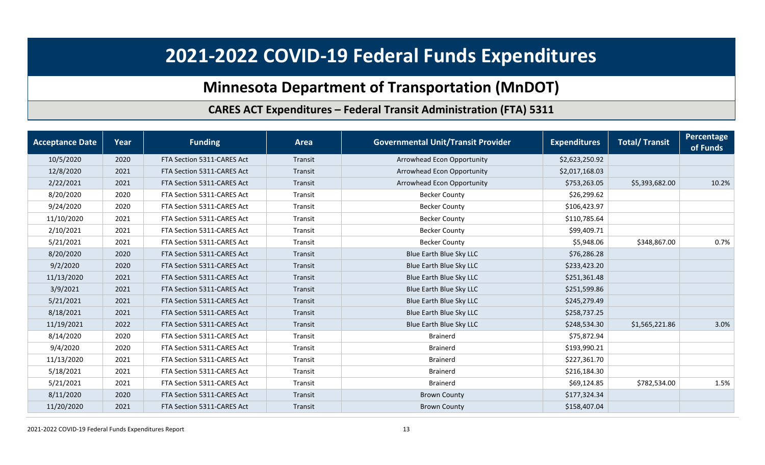# 2021-2022 COVID-19 Federal Funds Expenditures

## Minnesota Department of Transportation (MnDOT)

### CARES ACT Expenditures – Federal Transit Administration (FTA) 5311

| Acceptance Date | Year | Funding | Area | Governmental Unit/Transit Provider | Expenditures | Total/ Transit | Percentage of Funds |
|---|---|---|---|---|---|---|---|
| 10/5/2020 | 2020 | FTA Section 5311-CARES Act | Transit | Arrowhead Econ Opportunity | $2,623,250.92 | | |
| 12/8/2020 | 2021 | FTA Section 5311-CARES Act | Transit | Arrowhead Econ Opportunity | $2,017,168.03 | | |
| 2/22/2021 | 2021 | FTA Section 5311-CARES Act | Transit | Arrowhead Econ Opportunity | $753,263.05 | $5,393,682.00 | 10.2% |
| 8/20/2020 | 2020 | FTA Section 5311-CARES Act | Transit | Becker County | $26,299.62 | | |
| 9/24/2020 | 2020 | FTA Section 5311-CARES Act | Transit | Becker County | $106,423.97 | | |
| 11/10/2020 | 2021 | FTA Section 5311-CARES Act | Transit | Becker County | $110,785.64 | | |
| 2/10/2021 | 2021 | FTA Section 5311-CARES Act | Transit | Becker County | $99,409.71 | | |
| 5/21/2021 | 2021 | FTA Section 5311-CARES Act | Transit | Becker County | $5,948.06 | $348,867.00 | 0.7% |
| 8/20/2020 | 2020 | FTA Section 5311-CARES Act | Transit | Blue Earth Blue Sky LLC | $76,286.28 | | |
| 9/2/2020 | 2020 | FTA Section 5311-CARES Act | Transit | Blue Earth Blue Sky LLC | $233,423.20 | | |
| 11/13/2020 | 2021 | FTA Section 5311-CARES Act | Transit | Blue Earth Blue Sky LLC | $251,361.48 | | |
| 3/9/2021 | 2021 | FTA Section 5311-CARES Act | Transit | Blue Earth Blue Sky LLC | $251,599.86 | | |
| 5/21/2021 | 2021 | FTA Section 5311-CARES Act | Transit | Blue Earth Blue Sky LLC | $245,279.49 | | |
| 8/18/2021 | 2021 | FTA Section 5311-CARES Act | Transit | Blue Earth Blue Sky LLC | $258,737.25 | | |
| 11/19/2021 | 2022 | FTA Section 5311-CARES Act | Transit | Blue Earth Blue Sky LLC | $248,534.30 | $1,565,221.86 | 3.0% |
| 8/14/2020 | 2020 | FTA Section 5311-CARES Act | Transit | Brainerd | $75,872.94 | | |
| 9/4/2020 | 2020 | FTA Section 5311-CARES Act | Transit | Brainerd | $193,990.21 | | |
| 11/13/2020 | 2021 | FTA Section 5311-CARES Act | Transit | Brainerd | $227,361.70 | | |
| 5/18/2021 | 2021 | FTA Section 5311-CARES Act | Transit | Brainerd | $216,184.30 | | |
| 5/21/2021 | 2021 | FTA Section 5311-CARES Act | Transit | Brainerd | $69,124.85 | $782,534.00 | 1.5% |
| 8/11/2020 | 2020 | FTA Section 5311-CARES Act | Transit | Brown County | $177,324.34 | | |
| 11/20/2020 | 2021 | FTA Section 5311-CARES Act | Transit | Brown County | $158,407.04 | | |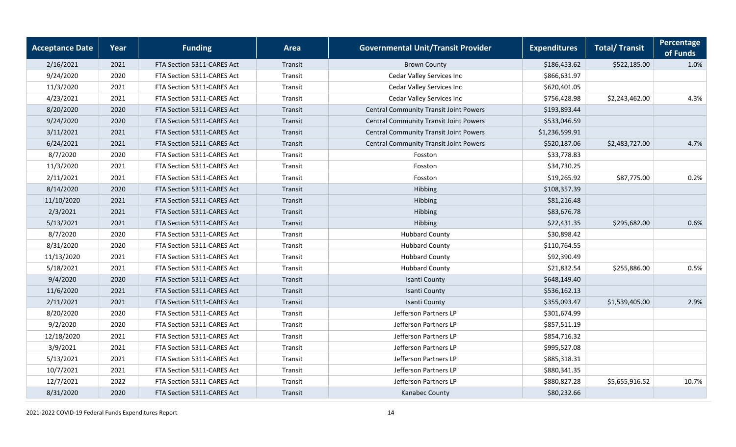| Acceptance Date | Year | Funding | Area | Governmental Unit/Transit Provider | Expenditures | Total/ Transit | Percentage of Funds |
|---|---|---|---|---|---|---|---|
| 2/16/2021 | 2021 | FTA Section 5311-CARES Act | Transit | Brown County | $186,453.62 | $522,185.00 | 1.0% |
| 9/24/2020 | 2020 | FTA Section 5311-CARES Act | Transit | Cedar Valley Services Inc | $866,631.97 | | |
| 11/3/2020 | 2021 | FTA Section 5311-CARES Act | Transit | Cedar Valley Services Inc | $620,401.05 | | |
| 4/23/2021 | 2021 | FTA Section 5311-CARES Act | Transit | Cedar Valley Services Inc | $756,428.98 | $2,243,462.00 | 4.3% |
| 8/20/2020 | 2020 | FTA Section 5311-CARES Act | Transit | Central Community Transit Joint Powers | $193,893.44 | | |
| 9/24/2020 | 2020 | FTA Section 5311-CARES Act | Transit | Central Community Transit Joint Powers | $533,046.59 | | |
| 3/11/2021 | 2021 | FTA Section 5311-CARES Act | Transit | Central Community Transit Joint Powers | $1,236,599.91 | | |
| 6/24/2021 | 2021 | FTA Section 5311-CARES Act | Transit | Central Community Transit Joint Powers | $520,187.06 | $2,483,727.00 | 4.7% |
| 8/7/2020 | 2020 | FTA Section 5311-CARES Act | Transit | Fosston | $33,778.83 | | |
| 11/3/2020 | 2021 | FTA Section 5311-CARES Act | Transit | Fosston | $34,730.25 | | |
| 2/11/2021 | 2021 | FTA Section 5311-CARES Act | Transit | Fosston | $19,265.92 | $87,775.00 | 0.2% |
| 8/14/2020 | 2020 | FTA Section 5311-CARES Act | Transit | Hibbing | $108,357.39 | | |
| 11/10/2020 | 2021 | FTA Section 5311-CARES Act | Transit | Hibbing | $81,216.48 | | |
| 2/3/2021 | 2021 | FTA Section 5311-CARES Act | Transit | Hibbing | $83,676.78 | | |
| 5/13/2021 | 2021 | FTA Section 5311-CARES Act | Transit | Hibbing | $22,431.35 | $295,682.00 | 0.6% |
| 8/7/2020 | 2020 | FTA Section 5311-CARES Act | Transit | Hubbard County | $30,898.42 | | |
| 8/31/2020 | 2020 | FTA Section 5311-CARES Act | Transit | Hubbard County | $110,764.55 | | |
| 11/13/2020 | 2021 | FTA Section 5311-CARES Act | Transit | Hubbard County | $92,390.49 | | |
| 5/18/2021 | 2021 | FTA Section 5311-CARES Act | Transit | Hubbard County | $21,832.54 | $255,886.00 | 0.5% |
| 9/4/2020 | 2020 | FTA Section 5311-CARES Act | Transit | Isanti County | $648,149.40 | | |
| 11/6/2020 | 2021 | FTA Section 5311-CARES Act | Transit | Isanti County | $536,162.13 | | |
| 2/11/2021 | 2021 | FTA Section 5311-CARES Act | Transit | Isanti County | $355,093.47 | $1,539,405.00 | 2.9% |
| 8/20/2020 | 2020 | FTA Section 5311-CARES Act | Transit | Jefferson Partners LP | $301,674.99 | | |
| 9/2/2020 | 2020 | FTA Section 5311-CARES Act | Transit | Jefferson Partners LP | $857,511.19 | | |
| 12/18/2020 | 2021 | FTA Section 5311-CARES Act | Transit | Jefferson Partners LP | $854,716.32 | | |
| 3/9/2021 | 2021 | FTA Section 5311-CARES Act | Transit | Jefferson Partners LP | $995,527.08 | | |
| 5/13/2021 | 2021 | FTA Section 5311-CARES Act | Transit | Jefferson Partners LP | $885,318.31 | | |
| 10/7/2021 | 2021 | FTA Section 5311-CARES Act | Transit | Jefferson Partners LP | $880,341.35 | | |
| 12/7/2021 | 2022 | FTA Section 5311-CARES Act | Transit | Jefferson Partners LP | $880,827.28 | $5,655,916.52 | 10.7% |
| 8/31/2020 | 2020 | FTA Section 5311-CARES Act | Transit | Kanabec County | $80,232.66 | | |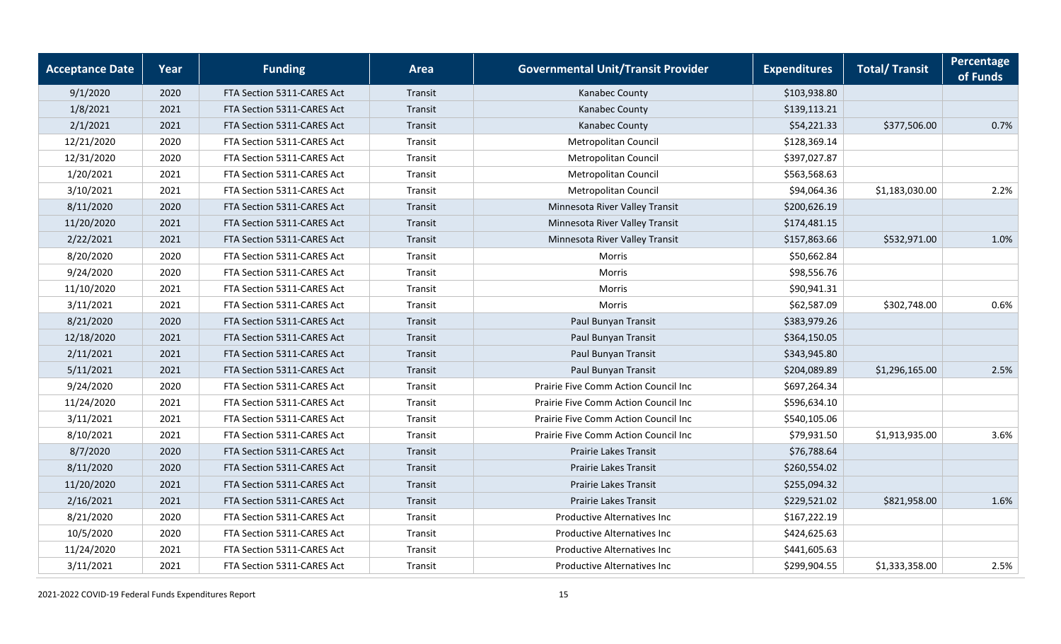| Acceptance Date | Year | Funding | Area | Governmental Unit/Transit Provider | Expenditures | Total/ Transit | Percentage of Funds |
|---|---|---|---|---|---|---|---|
| 9/1/2020 | 2020 | FTA Section 5311-CARES Act | Transit | Kanabec County | $103,938.80 | | |
| 1/8/2021 | 2021 | FTA Section 5311-CARES Act | Transit | Kanabec County | $139,113.21 | | |
| 2/1/2021 | 2021 | FTA Section 5311-CARES Act | Transit | Kanabec County | $54,221.33 | $377,506.00 | 0.7% |
| 12/21/2020 | 2020 | FTA Section 5311-CARES Act | Transit | Metropolitan Council | $128,369.14 | | |
| 12/31/2020 | 2020 | FTA Section 5311-CARES Act | Transit | Metropolitan Council | $397,027.87 | | |
| 1/20/2021 | 2021 | FTA Section 5311-CARES Act | Transit | Metropolitan Council | $563,568.63 | | |
| 3/10/2021 | 2021 | FTA Section 5311-CARES Act | Transit | Metropolitan Council | $94,064.36 | $1,183,030.00 | 2.2% |
| 8/11/2020 | 2020 | FTA Section 5311-CARES Act | Transit | Minnesota River Valley Transit | $200,626.19 | | |
| 11/20/2020 | 2021 | FTA Section 5311-CARES Act | Transit | Minnesota River Valley Transit | $174,481.15 | | |
| 2/22/2021 | 2021 | FTA Section 5311-CARES Act | Transit | Minnesota River Valley Transit | $157,863.66 | $532,971.00 | 1.0% |
| 8/20/2020 | 2020 | FTA Section 5311-CARES Act | Transit | Morris | $50,662.84 | | |
| 9/24/2020 | 2020 | FTA Section 5311-CARES Act | Transit | Morris | $98,556.76 | | |
| 11/10/2020 | 2021 | FTA Section 5311-CARES Act | Transit | Morris | $90,941.31 | | |
| 3/11/2021 | 2021 | FTA Section 5311-CARES Act | Transit | Morris | $62,587.09 | $302,748.00 | 0.6% |
| 8/21/2020 | 2020 | FTA Section 5311-CARES Act | Transit | Paul Bunyan Transit | $383,979.26 | | |
| 12/18/2020 | 2021 | FTA Section 5311-CARES Act | Transit | Paul Bunyan Transit | $364,150.05 | | |
| 2/11/2021 | 2021 | FTA Section 5311-CARES Act | Transit | Paul Bunyan Transit | $343,945.80 | | |
| 5/11/2021 | 2021 | FTA Section 5311-CARES Act | Transit | Paul Bunyan Transit | $204,089.89 | $1,296,165.00 | 2.5% |
| 9/24/2020 | 2020 | FTA Section 5311-CARES Act | Transit | Prairie Five Comm Action Council Inc | $697,264.34 | | |
| 11/24/2020 | 2021 | FTA Section 5311-CARES Act | Transit | Prairie Five Comm Action Council Inc | $596,634.10 | | |
| 3/11/2021 | 2021 | FTA Section 5311-CARES Act | Transit | Prairie Five Comm Action Council Inc | $540,105.06 | | |
| 8/10/2021 | 2021 | FTA Section 5311-CARES Act | Transit | Prairie Five Comm Action Council Inc | $79,931.50 | $1,913,935.00 | 3.6% |
| 8/7/2020 | 2020 | FTA Section 5311-CARES Act | Transit | Prairie Lakes Transit | $76,788.64 | | |
| 8/11/2020 | 2020 | FTA Section 5311-CARES Act | Transit | Prairie Lakes Transit | $260,554.02 | | |
| 11/20/2020 | 2021 | FTA Section 5311-CARES Act | Transit | Prairie Lakes Transit | $255,094.32 | | |
| 2/16/2021 | 2021 | FTA Section 5311-CARES Act | Transit | Prairie Lakes Transit | $229,521.02 | $821,958.00 | 1.6% |
| 8/21/2020 | 2020 | FTA Section 5311-CARES Act | Transit | Productive Alternatives Inc | $167,222.19 | | |
| 10/5/2020 | 2020 | FTA Section 5311-CARES Act | Transit | Productive Alternatives Inc | $424,625.63 | | |
| 11/24/2020 | 2021 | FTA Section 5311-CARES Act | Transit | Productive Alternatives Inc | $441,605.63 | | |
| 3/11/2021 | 2021 | FTA Section 5311-CARES Act | Transit | Productive Alternatives Inc | $299,904.55 | $1,333,358.00 | 2.5% |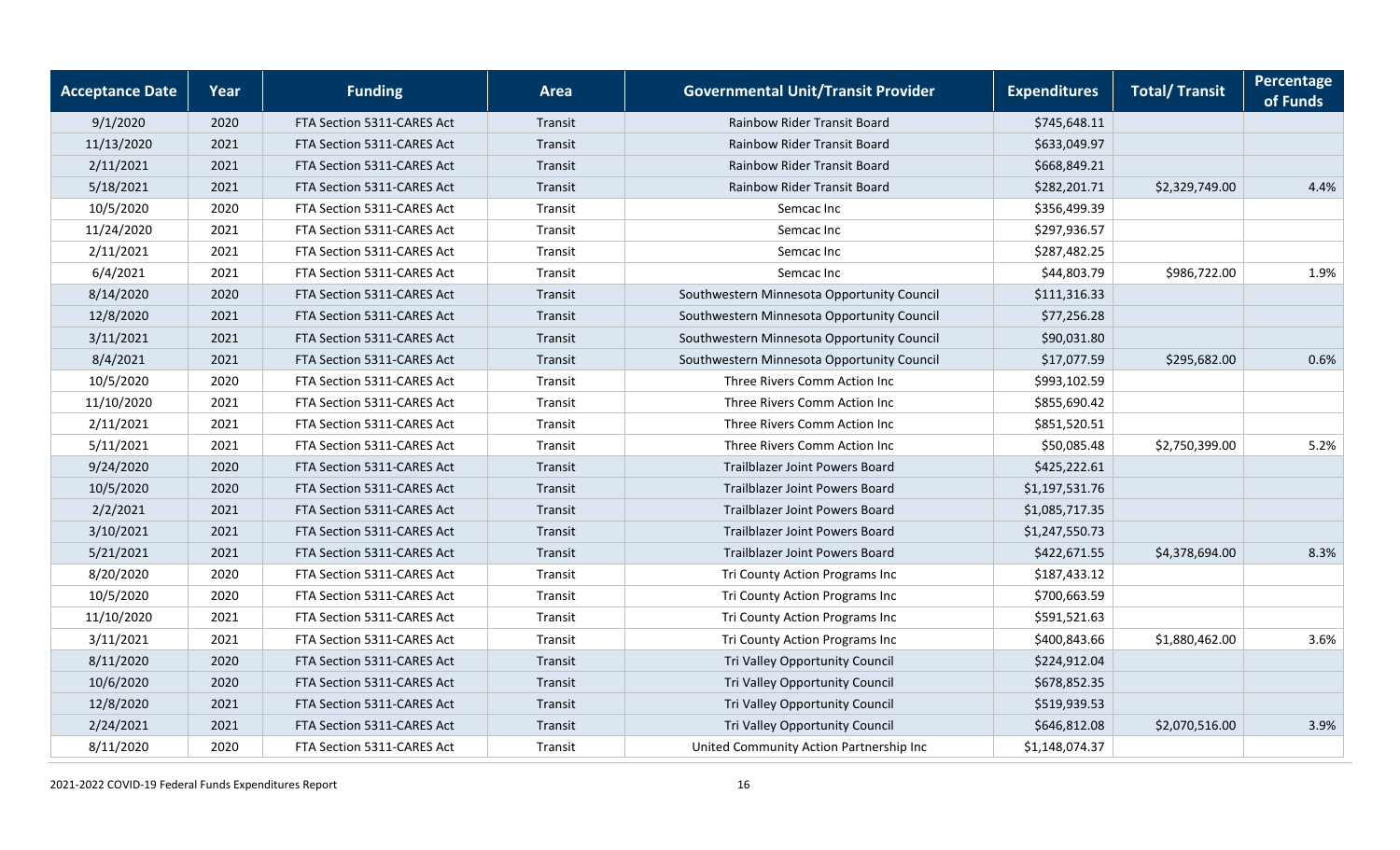| Acceptance Date | Year | Funding | Area | Governmental Unit/Transit Provider | Expenditures | Total/ Transit | Percentage of Funds |
|---|---|---|---|---|---|---|---|
| 9/1/2020 | 2020 | FTA Section 5311-CARES Act | Transit | Rainbow Rider Transit Board | $745,648.11 | | |
| 11/13/2020 | 2021 | FTA Section 5311-CARES Act | Transit | Rainbow Rider Transit Board | $633,049.97 | | |
| 2/11/2021 | 2021 | FTA Section 5311-CARES Act | Transit | Rainbow Rider Transit Board | $668,849.21 | | |
| 5/18/2021 | 2021 | FTA Section 5311-CARES Act | Transit | Rainbow Rider Transit Board | $282,201.71 | $2,329,749.00 | 4.4% |
| 10/5/2020 | 2020 | FTA Section 5311-CARES Act | Transit | Semcac Inc | $356,499.39 | | |
| 11/24/2020 | 2021 | FTA Section 5311-CARES Act | Transit | Semcac Inc | $297,936.57 | | |
| 2/11/2021 | 2021 | FTA Section 5311-CARES Act | Transit | Semcac Inc | $287,482.25 | | |
| 6/4/2021 | 2021 | FTA Section 5311-CARES Act | Transit | Semcac Inc | $44,803.79 | $986,722.00 | 1.9% |
| 8/14/2020 | 2020 | FTA Section 5311-CARES Act | Transit | Southwestern Minnesota Opportunity Council | $111,316.33 | | |
| 12/8/2020 | 2021 | FTA Section 5311-CARES Act | Transit | Southwestern Minnesota Opportunity Council | $77,256.28 | | |
| 3/11/2021 | 2021 | FTA Section 5311-CARES Act | Transit | Southwestern Minnesota Opportunity Council | $90,031.80 | | |
| 8/4/2021 | 2021 | FTA Section 5311-CARES Act | Transit | Southwestern Minnesota Opportunity Council | $17,077.59 | $295,682.00 | 0.6% |
| 10/5/2020 | 2020 | FTA Section 5311-CARES Act | Transit | Three Rivers Comm Action Inc | $993,102.59 | | |
| 11/10/2020 | 2021 | FTA Section 5311-CARES Act | Transit | Three Rivers Comm Action Inc | $855,690.42 | | |
| 2/11/2021 | 2021 | FTA Section 5311-CARES Act | Transit | Three Rivers Comm Action Inc | $851,520.51 | | |
| 5/11/2021 | 2021 | FTA Section 5311-CARES Act | Transit | Three Rivers Comm Action Inc | $50,085.48 | $2,750,399.00 | 5.2% |
| 9/24/2020 | 2020 | FTA Section 5311-CARES Act | Transit | Trailblazer Joint Powers Board | $425,222.61 | | |
| 10/5/2020 | 2020 | FTA Section 5311-CARES Act | Transit | Trailblazer Joint Powers Board | $1,197,531.76 | | |
| 2/2/2021 | 2021 | FTA Section 5311-CARES Act | Transit | Trailblazer Joint Powers Board | $1,085,717.35 | | |
| 3/10/2021 | 2021 | FTA Section 5311-CARES Act | Transit | Trailblazer Joint Powers Board | $1,247,550.73 | | |
| 5/21/2021 | 2021 | FTA Section 5311-CARES Act | Transit | Trailblazer Joint Powers Board | $422,671.55 | $4,378,694.00 | 8.3% |
| 8/20/2020 | 2020 | FTA Section 5311-CARES Act | Transit | Tri County Action Programs Inc | $187,433.12 | | |
| 10/5/2020 | 2020 | FTA Section 5311-CARES Act | Transit | Tri County Action Programs Inc | $700,663.59 | | |
| 11/10/2020 | 2021 | FTA Section 5311-CARES Act | Transit | Tri County Action Programs Inc | $591,521.63 | | |
| 3/11/2021 | 2021 | FTA Section 5311-CARES Act | Transit | Tri County Action Programs Inc | $400,843.66 | $1,880,462.00 | 3.6% |
| 8/11/2020 | 2020 | FTA Section 5311-CARES Act | Transit | Tri Valley Opportunity Council | $224,912.04 | | |
| 10/6/2020 | 2020 | FTA Section 5311-CARES Act | Transit | Tri Valley Opportunity Council | $678,852.35 | | |
| 12/8/2020 | 2021 | FTA Section 5311-CARES Act | Transit | Tri Valley Opportunity Council | $519,939.53 | | |
| 2/24/2021 | 2021 | FTA Section 5311-CARES Act | Transit | Tri Valley Opportunity Council | $646,812.08 | $2,070,516.00 | 3.9% |
| 8/11/2020 | 2020 | FTA Section 5311-CARES Act | Transit | United Community Action Partnership Inc | $1,148,074.37 | | |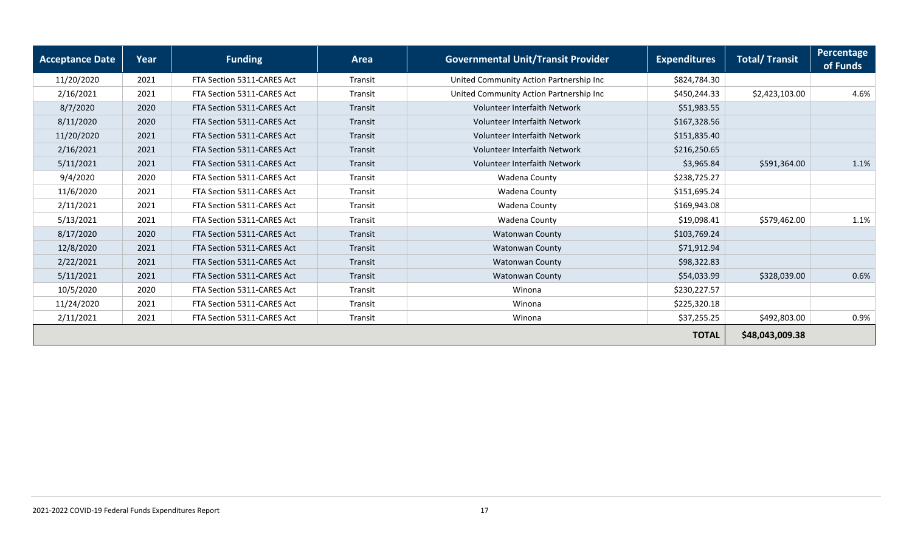| Acceptance Date | Year | Funding | Area | Governmental Unit/Transit Provider | Expenditures | Total/ Transit | Percentage of Funds |
|---|---|---|---|---|---|---|---|
| 11/20/2020 | 2021 | FTA Section 5311-CARES Act | Transit | United Community Action Partnership Inc | $824,784.30 | | |
| 2/16/2021 | 2021 | FTA Section 5311-CARES Act | Transit | United Community Action Partnership Inc | $450,244.33 | $2,423,103.00 | 4.6% |
| 8/7/2020 | 2020 | FTA Section 5311-CARES Act | Transit | Volunteer Interfaith Network | $51,983.55 | | |
| 8/11/2020 | 2020 | FTA Section 5311-CARES Act | Transit | Volunteer Interfaith Network | $167,328.56 | | |
| 11/20/2020 | 2021 | FTA Section 5311-CARES Act | Transit | Volunteer Interfaith Network | $151,835.40 | | |
| 2/16/2021 | 2021 | FTA Section 5311-CARES Act | Transit | Volunteer Interfaith Network | $216,250.65 | | |
| 5/11/2021 | 2021 | FTA Section 5311-CARES Act | Transit | Volunteer Interfaith Network | $3,965.84 | $591,364.00 | 1.1% |
| 9/4/2020 | 2020 | FTA Section 5311-CARES Act | Transit | Wadena County | $238,725.27 | | |
| 11/6/2020 | 2021 | FTA Section 5311-CARES Act | Transit | Wadena County | $151,695.24 | | |
| 2/11/2021 | 2021 | FTA Section 5311-CARES Act | Transit | Wadena County | $169,943.08 | | |
| 5/13/2021 | 2021 | FTA Section 5311-CARES Act | Transit | Wadena County | $19,098.41 | $579,462.00 | 1.1% |
| 8/17/2020 | 2020 | FTA Section 5311-CARES Act | Transit | Watonwan County | $103,769.24 | | |
| 12/8/2020 | 2021 | FTA Section 5311-CARES Act | Transit | Watonwan County | $71,912.94 | | |
| 2/22/2021 | 2021 | FTA Section 5311-CARES Act | Transit | Watonwan County | $98,322.83 | | |
| 5/11/2021 | 2021 | FTA Section 5311-CARES Act | Transit | Watonwan County | $54,033.99 | $328,039.00 | 0.6% |
| 10/5/2020 | 2020 | FTA Section 5311-CARES Act | Transit | Winona | $230,227.57 | | |
| 11/24/2020 | 2021 | FTA Section 5311-CARES Act | Transit | Winona | $225,320.18 | | |
| 2/11/2021 | 2021 | FTA Section 5311-CARES Act | Transit | Winona | $37,255.25 | $492,803.00 | 0.9% |
| | | | | | **TOTAL** | **$48,043,009.38** | |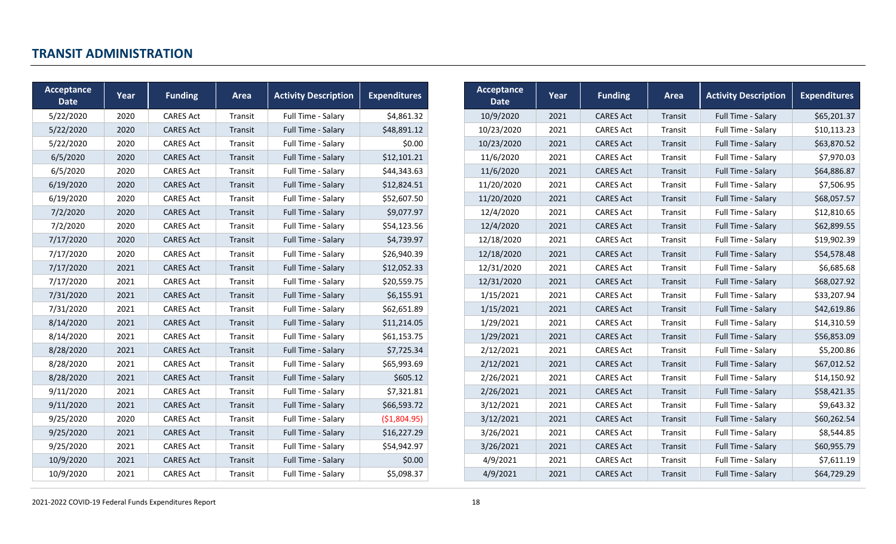## TRANSIT ADMINISTRATION

| Acceptance Date | Year | Funding | Area | Activity Description | Expenditures |
|---|---|---|---|---|---|
| 5/22/2020 | 2020 | CARES Act | Transit | Full Time - Salary | $4,861.32 |
| 5/22/2020 | 2020 | CARES Act | Transit | Full Time - Salary | $48,891.12 |
| 5/22/2020 | 2020 | CARES Act | Transit | Full Time - Salary | $0.00 |
| 6/5/2020 | 2020 | CARES Act | Transit | Full Time - Salary | $12,101.21 |
| 6/5/2020 | 2020 | CARES Act | Transit | Full Time - Salary | $44,343.63 |
| 6/19/2020 | 2020 | CARES Act | Transit | Full Time - Salary | $12,824.51 |
| 6/19/2020 | 2020 | CARES Act | Transit | Full Time - Salary | $52,607.50 |
| 7/2/2020 | 2020 | CARES Act | Transit | Full Time - Salary | $9,077.97 |
| 7/2/2020 | 2020 | CARES Act | Transit | Full Time - Salary | $54,123.56 |
| 7/17/2020 | 2020 | CARES Act | Transit | Full Time - Salary | $4,739.97 |
| 7/17/2020 | 2020 | CARES Act | Transit | Full Time - Salary | $26,940.39 |
| 7/17/2020 | 2021 | CARES Act | Transit | Full Time - Salary | $12,052.33 |
| 7/17/2020 | 2021 | CARES Act | Transit | Full Time - Salary | $20,559.75 |
| 7/31/2020 | 2021 | CARES Act | Transit | Full Time - Salary | $6,155.91 |
| 7/31/2020 | 2021 | CARES Act | Transit | Full Time - Salary | $62,651.89 |
| 8/14/2020 | 2021 | CARES Act | Transit | Full Time - Salary | $11,214.05 |
| 8/14/2020 | 2021 | CARES Act | Transit | Full Time - Salary | $61,153.75 |
| 8/28/2020 | 2021 | CARES Act | Transit | Full Time - Salary | $7,725.34 |
| 8/28/2020 | 2021 | CARES Act | Transit | Full Time - Salary | $65,993.69 |
| 8/28/2020 | 2021 | CARES Act | Transit | Full Time - Salary | $605.12 |
| 9/11/2020 | 2021 | CARES Act | Transit | Full Time - Salary | $7,321.81 |
| 9/11/2020 | 2021 | CARES Act | Transit | Full Time - Salary | $66,593.72 |
| 9/25/2020 | 2020 | CARES Act | Transit | Full Time - Salary | ($1,804.95) |
| 9/25/2020 | 2021 | CARES Act | Transit | Full Time - Salary | $16,227.29 |
| 9/25/2020 | 2021 | CARES Act | Transit | Full Time - Salary | $54,942.97 |
| 10/9/2020 | 2021 | CARES Act | Transit | Full Time - Salary | $0.00 |
| 10/9/2020 | 2021 | CARES Act | Transit | Full Time - Salary | $5,098.37 |
| 10/9/2020 | 2021 | CARES Act | Transit | Full Time - Salary | $65,201.37 |
| 10/23/2020 | 2021 | CARES Act | Transit | Full Time - Salary | $10,113.23 |
| 10/23/2020 | 2021 | CARES Act | Transit | Full Time - Salary | $63,870.52 |
| 11/6/2020 | 2021 | CARES Act | Transit | Full Time - Salary | $7,970.03 |
| 11/6/2020 | 2021 | CARES Act | Transit | Full Time - Salary | $64,886.87 |
| 11/20/2020 | 2021 | CARES Act | Transit | Full Time - Salary | $7,506.95 |
| 11/20/2020 | 2021 | CARES Act | Transit | Full Time - Salary | $68,057.57 |
| 12/4/2020 | 2021 | CARES Act | Transit | Full Time - Salary | $12,810.65 |
| 12/4/2020 | 2021 | CARES Act | Transit | Full Time - Salary | $62,899.55 |
| 12/18/2020 | 2021 | CARES Act | Transit | Full Time - Salary | $19,902.39 |
| 12/18/2020 | 2021 | CARES Act | Transit | Full Time - Salary | $54,578.48 |
| 12/31/2020 | 2021 | CARES Act | Transit | Full Time - Salary | $6,685.68 |
| 12/31/2020 | 2021 | CARES Act | Transit | Full Time - Salary | $68,027.92 |
| 1/15/2021 | 2021 | CARES Act | Transit | Full Time - Salary | $33,207.94 |
| 1/15/2021 | 2021 | CARES Act | Transit | Full Time - Salary | $42,619.86 |
| 1/29/2021 | 2021 | CARES Act | Transit | Full Time - Salary | $14,310.59 |
| 1/29/2021 | 2021 | CARES Act | Transit | Full Time - Salary | $56,853.09 |
| 2/12/2021 | 2021 | CARES Act | Transit | Full Time - Salary | $5,200.86 |
| 2/12/2021 | 2021 | CARES Act | Transit | Full Time - Salary | $67,012.52 |
| 2/26/2021 | 2021 | CARES Act | Transit | Full Time - Salary | $14,150.92 |
| 2/26/2021 | 2021 | CARES Act | Transit | Full Time - Salary | $58,421.35 |
| 3/12/2021 | 2021 | CARES Act | Transit | Full Time - Salary | $9,643.32 |
| 3/12/2021 | 2021 | CARES Act | Transit | Full Time - Salary | $60,262.54 |
| 3/26/2021 | 2021 | CARES Act | Transit | Full Time - Salary | $8,544.85 |
| 3/26/2021 | 2021 | CARES Act | Transit | Full Time - Salary | $60,955.79 |
| 4/9/2021 | 2021 | CARES Act | Transit | Full Time - Salary | $7,611.19 |
| 4/9/2021 | 2021 | CARES Act | Transit | Full Time - Salary | $64,729.29 |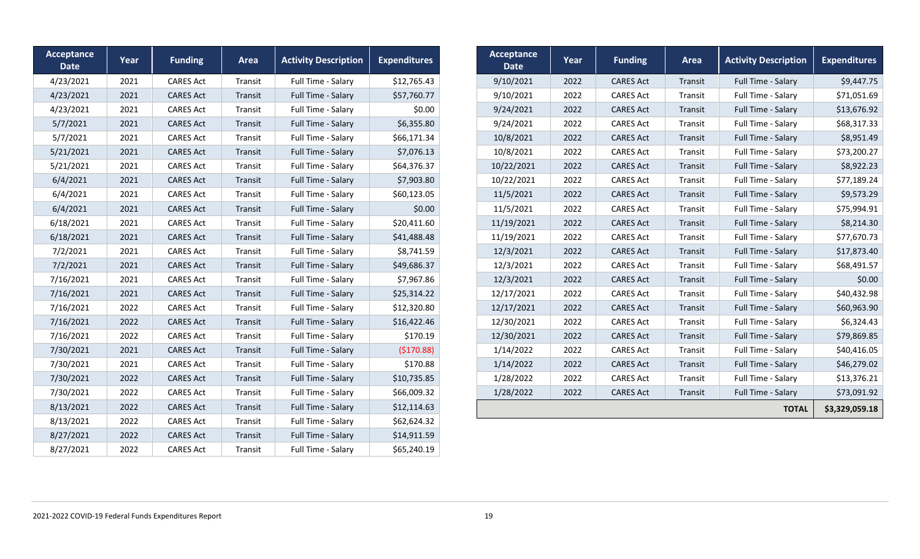| Acceptance Date | Year | Funding | Area | Activity Description | Expenditures |
|---|---|---|---|---|---|
| 4/23/2021 | 2021 | CARES Act | Transit | Full Time - Salary | $12,765.43 |
| 4/23/2021 | 2021 | CARES Act | Transit | Full Time - Salary | $57,760.77 |
| 4/23/2021 | 2021 | CARES Act | Transit | Full Time - Salary | $0.00 |
| 5/7/2021 | 2021 | CARES Act | Transit | Full Time - Salary | $6,355.80 |
| 5/7/2021 | 2021 | CARES Act | Transit | Full Time - Salary | $66,171.34 |
| 5/21/2021 | 2021 | CARES Act | Transit | Full Time - Salary | $7,076.13 |
| 5/21/2021 | 2021 | CARES Act | Transit | Full Time - Salary | $64,376.37 |
| 6/4/2021 | 2021 | CARES Act | Transit | Full Time - Salary | $7,903.80 |
| 6/4/2021 | 2021 | CARES Act | Transit | Full Time - Salary | $60,123.05 |
| 6/4/2021 | 2021 | CARES Act | Transit | Full Time - Salary | $0.00 |
| 6/18/2021 | 2021 | CARES Act | Transit | Full Time - Salary | $20,411.60 |
| 6/18/2021 | 2021 | CARES Act | Transit | Full Time - Salary | $41,488.48 |
| 7/2/2021 | 2021 | CARES Act | Transit | Full Time - Salary | $8,741.59 |
| 7/2/2021 | 2021 | CARES Act | Transit | Full Time - Salary | $49,686.37 |
| 7/16/2021 | 2021 | CARES Act | Transit | Full Time - Salary | $7,967.86 |
| 7/16/2021 | 2021 | CARES Act | Transit | Full Time - Salary | $25,314.22 |
| 7/16/2021 | 2022 | CARES Act | Transit | Full Time - Salary | $12,320.80 |
| 7/16/2021 | 2022 | CARES Act | Transit | Full Time - Salary | $16,422.46 |
| 7/16/2021 | 2022 | CARES Act | Transit | Full Time - Salary | $170.19 |
| 7/30/2021 | 2021 | CARES Act | Transit | Full Time - Salary | ($170.88) |
| 7/30/2021 | 2021 | CARES Act | Transit | Full Time - Salary | $170.88 |
| 7/30/2021 | 2022 | CARES Act | Transit | Full Time - Salary | $10,735.85 |
| 7/30/2021 | 2022 | CARES Act | Transit | Full Time - Salary | $66,009.32 |
| 8/13/2021 | 2022 | CARES Act | Transit | Full Time - Salary | $12,114.63 |
| 8/13/2021 | 2022 | CARES Act | Transit | Full Time - Salary | $62,624.32 |
| 8/27/2021 | 2022 | CARES Act | Transit | Full Time - Salary | $14,911.59 |
| 8/27/2021 | 2022 | CARES Act | Transit | Full Time - Salary | $65,240.19 |
| 9/10/2021 | 2022 | CARES Act | Transit | Full Time - Salary | $9,447.75 |
| 9/10/2021 | 2022 | CARES Act | Transit | Full Time - Salary | $71,051.69 |
| 9/24/2021 | 2022 | CARES Act | Transit | Full Time - Salary | $13,676.92 |
| 9/24/2021 | 2022 | CARES Act | Transit | Full Time - Salary | $68,317.33 |
| 10/8/2021 | 2022 | CARES Act | Transit | Full Time - Salary | $8,951.49 |
| 10/8/2021 | 2022 | CARES Act | Transit | Full Time - Salary | $73,200.27 |
| 10/22/2021 | 2022 | CARES Act | Transit | Full Time - Salary | $8,922.23 |
| 10/22/2021 | 2022 | CARES Act | Transit | Full Time - Salary | $77,189.24 |
| 11/5/2021 | 2022 | CARES Act | Transit | Full Time - Salary | $9,573.29 |
| 11/5/2021 | 2022 | CARES Act | Transit | Full Time - Salary | $75,994.91 |
| 11/19/2021 | 2022 | CARES Act | Transit | Full Time - Salary | $8,214.30 |
| 11/19/2021 | 2022 | CARES Act | Transit | Full Time - Salary | $77,670.73 |
| 12/3/2021 | 2022 | CARES Act | Transit | Full Time - Salary | $17,873.40 |
| 12/3/2021 | 2022 | CARES Act | Transit | Full Time - Salary | $68,491.57 |
| 12/3/2021 | 2022 | CARES Act | Transit | Full Time - Salary | $0.00 |
| 12/17/2021 | 2022 | CARES Act | Transit | Full Time - Salary | $40,432.98 |
| 12/17/2021 | 2022 | CARES Act | Transit | Full Time - Salary | $60,963.90 |
| 12/30/2021 | 2022 | CARES Act | Transit | Full Time - Salary | $6,324.43 |
| 12/30/2021 | 2022 | CARES Act | Transit | Full Time - Salary | $79,869.85 |
| 1/14/2022 | 2022 | CARES Act | Transit | Full Time - Salary | $40,416.05 |
| 1/14/2022 | 2022 | CARES Act | Transit | Full Time - Salary | $46,279.02 |
| 1/28/2022 | 2022 | CARES Act | Transit | Full Time - Salary | $13,376.21 |
| 1/28/2022 | 2022 | CARES Act | Transit | Full Time - Salary | $73,091.92 |
| | | | | **TOTAL** | **$3,329,059.18** |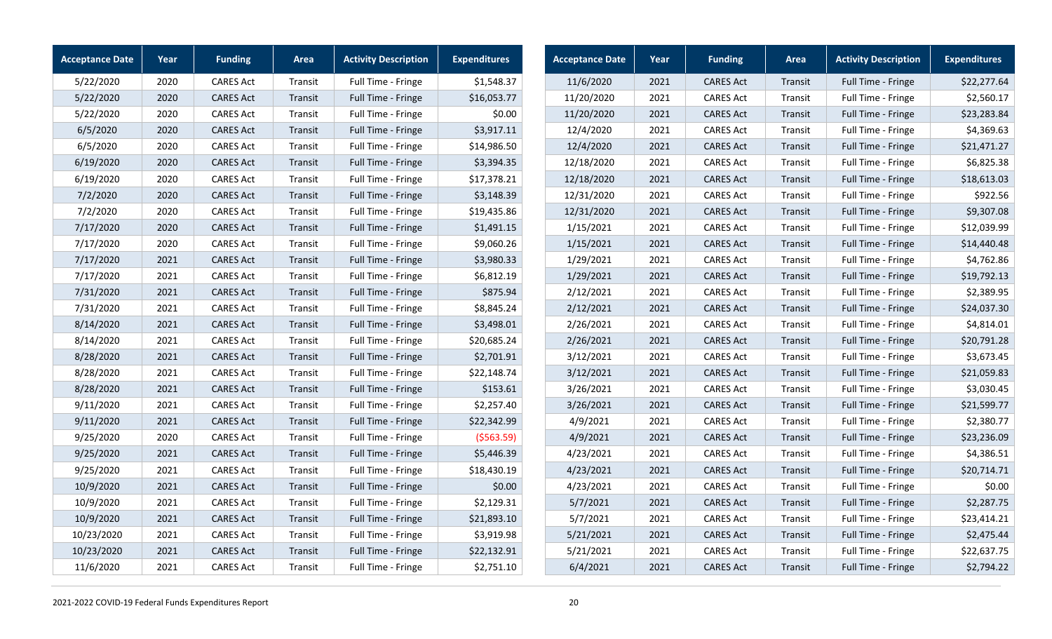| Acceptance Date | Year | Funding | Area | Activity Description | Expenditures |
|---|---|---|---|---|---|
| 5/22/2020 | 2020 | CARES Act | Transit | Full Time - Fringe | $1,548.37 |
| 5/22/2020 | 2020 | CARES Act | Transit | Full Time - Fringe | $16,053.77 |
| 5/22/2020 | 2020 | CARES Act | Transit | Full Time - Fringe | $0.00 |
| 6/5/2020 | 2020 | CARES Act | Transit | Full Time - Fringe | $3,917.11 |
| 6/5/2020 | 2020 | CARES Act | Transit | Full Time - Fringe | $14,986.50 |
| 6/19/2020 | 2020 | CARES Act | Transit | Full Time - Fringe | $3,394.35 |
| 6/19/2020 | 2020 | CARES Act | Transit | Full Time - Fringe | $17,378.21 |
| 7/2/2020 | 2020 | CARES Act | Transit | Full Time - Fringe | $3,148.39 |
| 7/2/2020 | 2020 | CARES Act | Transit | Full Time - Fringe | $19,435.86 |
| 7/17/2020 | 2020 | CARES Act | Transit | Full Time - Fringe | $1,491.15 |
| 7/17/2020 | 2020 | CARES Act | Transit | Full Time - Fringe | $9,060.26 |
| 7/17/2020 | 2021 | CARES Act | Transit | Full Time - Fringe | $3,980.33 |
| 7/17/2020 | 2021 | CARES Act | Transit | Full Time - Fringe | $6,812.19 |
| 7/31/2020 | 2021 | CARES Act | Transit | Full Time - Fringe | $875.94 |
| 7/31/2020 | 2021 | CARES Act | Transit | Full Time - Fringe | $8,845.24 |
| 8/14/2020 | 2021 | CARES Act | Transit | Full Time - Fringe | $3,498.01 |
| 8/14/2020 | 2021 | CARES Act | Transit | Full Time - Fringe | $20,685.24 |
| 8/28/2020 | 2021 | CARES Act | Transit | Full Time - Fringe | $2,701.91 |
| 8/28/2020 | 2021 | CARES Act | Transit | Full Time - Fringe | $22,148.74 |
| 8/28/2020 | 2021 | CARES Act | Transit | Full Time - Fringe | $153.61 |
| 9/11/2020 | 2021 | CARES Act | Transit | Full Time - Fringe | $2,257.40 |
| 9/11/2020 | 2021 | CARES Act | Transit | Full Time - Fringe | $22,342.99 |
| 9/25/2020 | 2020 | CARES Act | Transit | Full Time - Fringe | ($563.59) |
| 9/25/2020 | 2021 | CARES Act | Transit | Full Time - Fringe | $5,446.39 |
| 9/25/2020 | 2021 | CARES Act | Transit | Full Time - Fringe | $18,430.19 |
| 10/9/2020 | 2021 | CARES Act | Transit | Full Time - Fringe | $0.00 |
| 10/9/2020 | 2021 | CARES Act | Transit | Full Time - Fringe | $2,129.31 |
| 10/9/2020 | 2021 | CARES Act | Transit | Full Time - Fringe | $21,893.10 |
| 10/23/2020 | 2021 | CARES Act | Transit | Full Time - Fringe | $3,919.98 |
| 10/23/2020 | 2021 | CARES Act | Transit | Full Time - Fringe | $22,132.91 |
| 11/6/2020 | 2021 | CARES Act | Transit | Full Time - Fringe | $2,751.10 |
| 11/6/2020 | 2021 | CARES Act | Transit | Full Time - Fringe | $22,277.64 |
| 11/20/2020 | 2021 | CARES Act | Transit | Full Time - Fringe | $2,560.17 |
| 11/20/2020 | 2021 | CARES Act | Transit | Full Time - Fringe | $23,283.84 |
| 12/4/2020 | 2021 | CARES Act | Transit | Full Time - Fringe | $4,369.63 |
| 12/4/2020 | 2021 | CARES Act | Transit | Full Time - Fringe | $21,471.27 |
| 12/18/2020 | 2021 | CARES Act | Transit | Full Time - Fringe | $6,825.38 |
| 12/18/2020 | 2021 | CARES Act | Transit | Full Time - Fringe | $18,613.03 |
| 12/31/2020 | 2021 | CARES Act | Transit | Full Time - Fringe | $922.56 |
| 12/31/2020 | 2021 | CARES Act | Transit | Full Time - Fringe | $9,307.08 |
| 1/15/2021 | 2021 | CARES Act | Transit | Full Time - Fringe | $12,039.99 |
| 1/15/2021 | 2021 | CARES Act | Transit | Full Time - Fringe | $14,440.48 |
| 1/29/2021 | 2021 | CARES Act | Transit | Full Time - Fringe | $4,762.86 |
| 1/29/2021 | 2021 | CARES Act | Transit | Full Time - Fringe | $19,792.13 |
| 2/12/2021 | 2021 | CARES Act | Transit | Full Time - Fringe | $2,389.95 |
| 2/12/2021 | 2021 | CARES Act | Transit | Full Time - Fringe | $24,037.30 |
| 2/26/2021 | 2021 | CARES Act | Transit | Full Time - Fringe | $4,814.01 |
| 2/26/2021 | 2021 | CARES Act | Transit | Full Time - Fringe | $20,791.28 |
| 3/12/2021 | 2021 | CARES Act | Transit | Full Time - Fringe | $3,673.45 |
| 3/12/2021 | 2021 | CARES Act | Transit | Full Time - Fringe | $21,059.83 |
| 3/26/2021 | 2021 | CARES Act | Transit | Full Time - Fringe | $3,030.45 |
| 3/26/2021 | 2021 | CARES Act | Transit | Full Time - Fringe | $21,599.77 |
| 4/9/2021 | 2021 | CARES Act | Transit | Full Time - Fringe | $2,380.77 |
| 4/9/2021 | 2021 | CARES Act | Transit | Full Time - Fringe | $23,236.09 |
| 4/23/2021 | 2021 | CARES Act | Transit | Full Time - Fringe | $4,386.51 |
| 4/23/2021 | 2021 | CARES Act | Transit | Full Time - Fringe | $20,714.71 |
| 4/23/2021 | 2021 | CARES Act | Transit | Full Time - Fringe | $0.00 |
| 5/7/2021 | 2021 | CARES Act | Transit | Full Time - Fringe | $2,287.75 |
| 5/7/2021 | 2021 | CARES Act | Transit | Full Time - Fringe | $23,414.21 |
| 5/21/2021 | 2021 | CARES Act | Transit | Full Time - Fringe | $2,475.44 |
| 5/21/2021 | 2021 | CARES Act | Transit | Full Time - Fringe | $22,637.75 |
| 6/4/2021 | 2021 | CARES Act | Transit | Full Time - Fringe | $2,794.22 |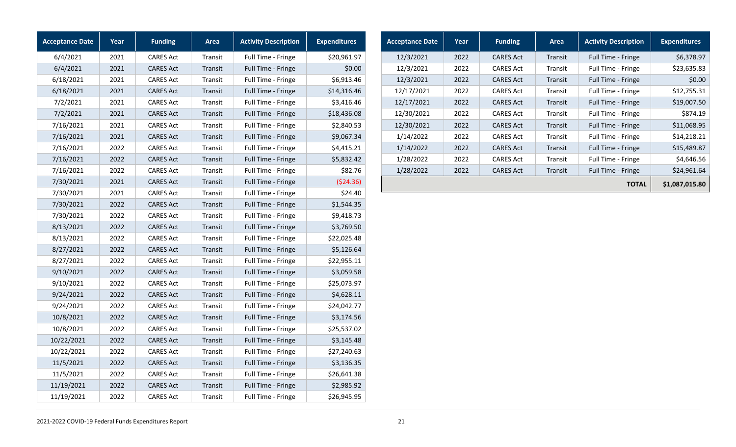| Acceptance Date | Year | Funding | Area | Activity Description | Expenditures |
|---|---|---|---|---|---|
| 6/4/2021 | 2021 | CARES Act | Transit | Full Time - Fringe | $20,961.97 |
| 6/4/2021 | 2021 | CARES Act | Transit | Full Time - Fringe | $0.00 |
| 6/18/2021 | 2021 | CARES Act | Transit | Full Time - Fringe | $6,913.46 |
| 6/18/2021 | 2021 | CARES Act | Transit | Full Time - Fringe | $14,316.46 |
| 7/2/2021 | 2021 | CARES Act | Transit | Full Time - Fringe | $3,416.46 |
| 7/2/2021 | 2021 | CARES Act | Transit | Full Time - Fringe | $18,436.08 |
| 7/16/2021 | 2021 | CARES Act | Transit | Full Time - Fringe | $2,840.53 |
| 7/16/2021 | 2021 | CARES Act | Transit | Full Time - Fringe | $9,067.34 |
| 7/16/2021 | 2022 | CARES Act | Transit | Full Time - Fringe | $4,415.21 |
| 7/16/2021 | 2022 | CARES Act | Transit | Full Time - Fringe | $5,832.42 |
| 7/16/2021 | 2022 | CARES Act | Transit | Full Time - Fringe | $82.76 |
| 7/30/2021 | 2021 | CARES Act | Transit | Full Time - Fringe | ($24.36) |
| 7/30/2021 | 2021 | CARES Act | Transit | Full Time - Fringe | $24.40 |
| 7/30/2021 | 2022 | CARES Act | Transit | Full Time - Fringe | $1,544.35 |
| 7/30/2021 | 2022 | CARES Act | Transit | Full Time - Fringe | $9,418.73 |
| 8/13/2021 | 2022 | CARES Act | Transit | Full Time - Fringe | $3,769.50 |
| 8/13/2021 | 2022 | CARES Act | Transit | Full Time - Fringe | $22,025.48 |
| 8/27/2021 | 2022 | CARES Act | Transit | Full Time - Fringe | $5,126.64 |
| 8/27/2021 | 2022 | CARES Act | Transit | Full Time - Fringe | $22,955.11 |
| 9/10/2021 | 2022 | CARES Act | Transit | Full Time - Fringe | $3,059.58 |
| 9/10/2021 | 2022 | CARES Act | Transit | Full Time - Fringe | $25,073.97 |
| 9/24/2021 | 2022 | CARES Act | Transit | Full Time - Fringe | $4,628.11 |
| 9/24/2021 | 2022 | CARES Act | Transit | Full Time - Fringe | $24,042.77 |
| 10/8/2021 | 2022 | CARES Act | Transit | Full Time - Fringe | $3,174.56 |
| 10/8/2021 | 2022 | CARES Act | Transit | Full Time - Fringe | $25,537.02 |
| 10/22/2021 | 2022 | CARES Act | Transit | Full Time - Fringe | $3,145.48 |
| 10/22/2021 | 2022 | CARES Act | Transit | Full Time - Fringe | $27,240.63 |
| 11/5/2021 | 2022 | CARES Act | Transit | Full Time - Fringe | $3,136.35 |
| 11/5/2021 | 2022 | CARES Act | Transit | Full Time - Fringe | $26,641.38 |
| 11/19/2021 | 2022 | CARES Act | Transit | Full Time - Fringe | $2,985.92 |
| 11/19/2021 | 2022 | CARES Act | Transit | Full Time - Fringe | $26,945.95 |
| 12/3/2021 | 2022 | CARES Act | Transit | Full Time - Fringe | $6,378.97 |
| 12/3/2021 | 2022 | CARES Act | Transit | Full Time - Fringe | $23,635.83 |
| 12/3/2021 | 2022 | CARES Act | Transit | Full Time - Fringe | $0.00 |
| 12/17/2021 | 2022 | CARES Act | Transit | Full Time - Fringe | $12,755.31 |
| 12/17/2021 | 2022 | CARES Act | Transit | Full Time - Fringe | $19,007.50 |
| 12/30/2021 | 2022 | CARES Act | Transit | Full Time - Fringe | $874.19 |
| 12/30/2021 | 2022 | CARES Act | Transit | Full Time - Fringe | $11,068.95 |
| 1/14/2022 | 2022 | CARES Act | Transit | Full Time - Fringe | $14,218.21 |
| 1/14/2022 | 2022 | CARES Act | Transit | Full Time - Fringe | $15,489.87 |
| 1/28/2022 | 2022 | CARES Act | Transit | Full Time - Fringe | $4,646.56 |
| 1/28/2022 | 2022 | CARES Act | Transit | Full Time - Fringe | $24,961.64 |
| | | | | **TOTAL** | **$1,087,015.80** |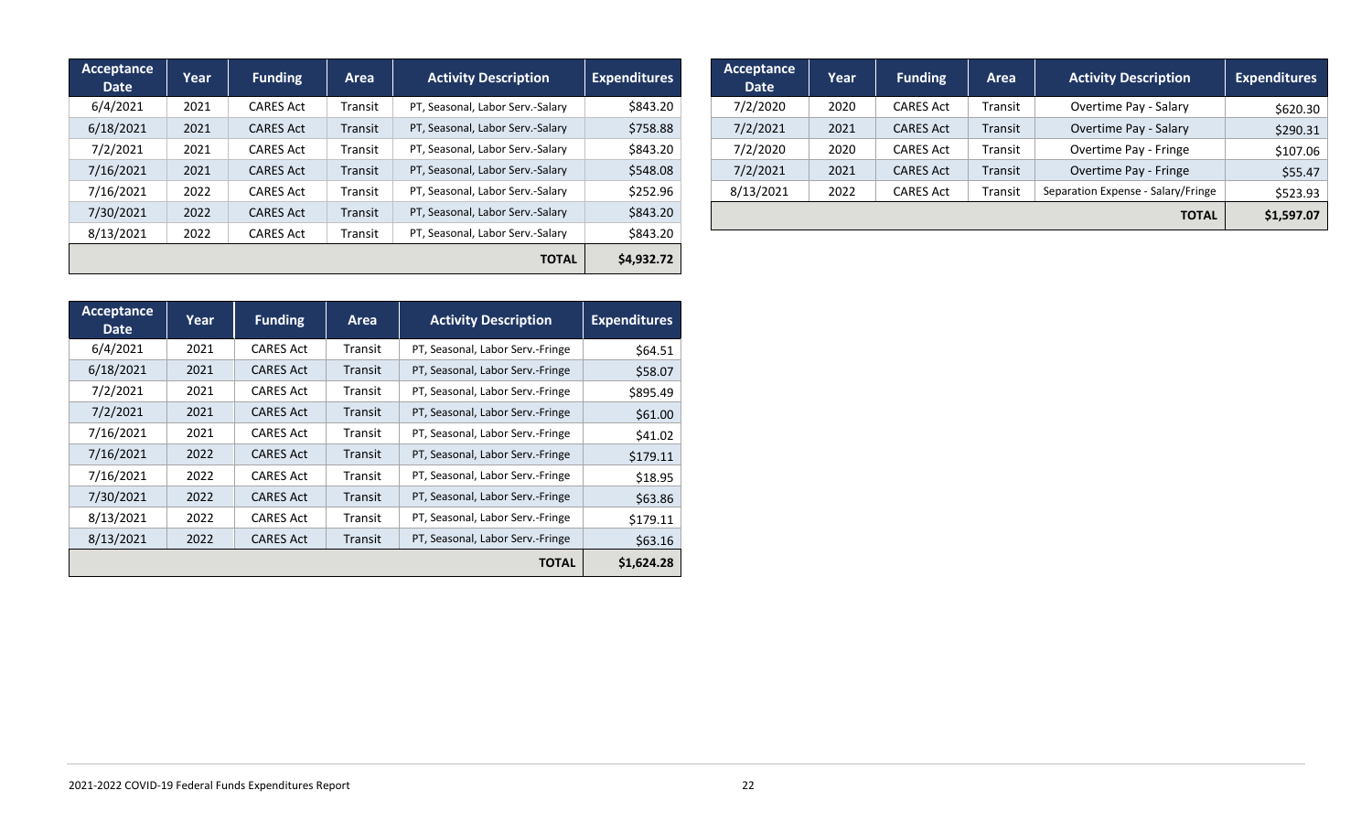| Acceptance Date | Year | Funding | Area | Activity Description | Expenditures |
|---|---|---|---|---|---|
| 6/4/2021 | 2021 | CARES Act | Transit | PT, Seasonal, Labor Serv.-Salary | $843.20 |
| 6/18/2021 | 2021 | CARES Act | Transit | PT, Seasonal, Labor Serv.-Salary | $758.88 |
| 7/2/2021 | 2021 | CARES Act | Transit | PT, Seasonal, Labor Serv.-Salary | $843.20 |
| 7/16/2021 | 2021 | CARES Act | Transit | PT, Seasonal, Labor Serv.-Salary | $548.08 |
| 7/16/2021 | 2022 | CARES Act | Transit | PT, Seasonal, Labor Serv.-Salary | $252.96 |
| 7/30/2021 | 2022 | CARES Act | Transit | PT, Seasonal, Labor Serv.-Salary | $843.20 |
| 8/13/2021 | 2022 | CARES Act | Transit | PT, Seasonal, Labor Serv.-Salary | $843.20 |
| | | | | **TOTAL** | **$4,932.72** |

| Acceptance Date | Year | Funding | Area | Activity Description | Expenditures |
|---|---|---|---|---|---|
| 7/2/2020 | 2020 | CARES Act | Transit | Overtime Pay - Salary | $620.30 |
| 7/2/2021 | 2021 | CARES Act | Transit | Overtime Pay - Salary | $290.31 |
| 7/2/2020 | 2020 | CARES Act | Transit | Overtime Pay - Fringe | $107.06 |
| 7/2/2021 | 2021 | CARES Act | Transit | Overtime Pay - Fringe | $55.47 |
| 8/13/2021 | 2022 | CARES Act | Transit | Separation Expense - Salary/Fringe | $523.93 |
| | | | | **TOTAL** | **$1,597.07** |

| Acceptance Date | Year | Funding | Area | Activity Description | Expenditures |
|---|---|---|---|---|---|
| 6/4/2021 | 2021 | CARES Act | Transit | PT, Seasonal, Labor Serv.-Fringe | $64.51 |
| 6/18/2021 | 2021 | CARES Act | Transit | PT, Seasonal, Labor Serv.-Fringe | $58.07 |
| 7/2/2021 | 2021 | CARES Act | Transit | PT, Seasonal, Labor Serv.-Fringe | $895.49 |
| 7/2/2021 | 2021 | CARES Act | Transit | PT, Seasonal, Labor Serv.-Fringe | $61.00 |
| 7/16/2021 | 2021 | CARES Act | Transit | PT, Seasonal, Labor Serv.-Fringe | $41.02 |
| 7/16/2021 | 2022 | CARES Act | Transit | PT, Seasonal, Labor Serv.-Fringe | $179.11 |
| 7/16/2021 | 2022 | CARES Act | Transit | PT, Seasonal, Labor Serv.-Fringe | $18.95 |
| 7/30/2021 | 2022 | CARES Act | Transit | PT, Seasonal, Labor Serv.-Fringe | $63.86 |
| 8/13/2021 | 2022 | CARES Act | Transit | PT, Seasonal, Labor Serv.-Fringe | $179.11 |
| 8/13/2021 | 2022 | CARES Act | Transit | PT, Seasonal, Labor Serv.-Fringe | $63.16 |
| | | | | **TOTAL** | **$1,624.28** |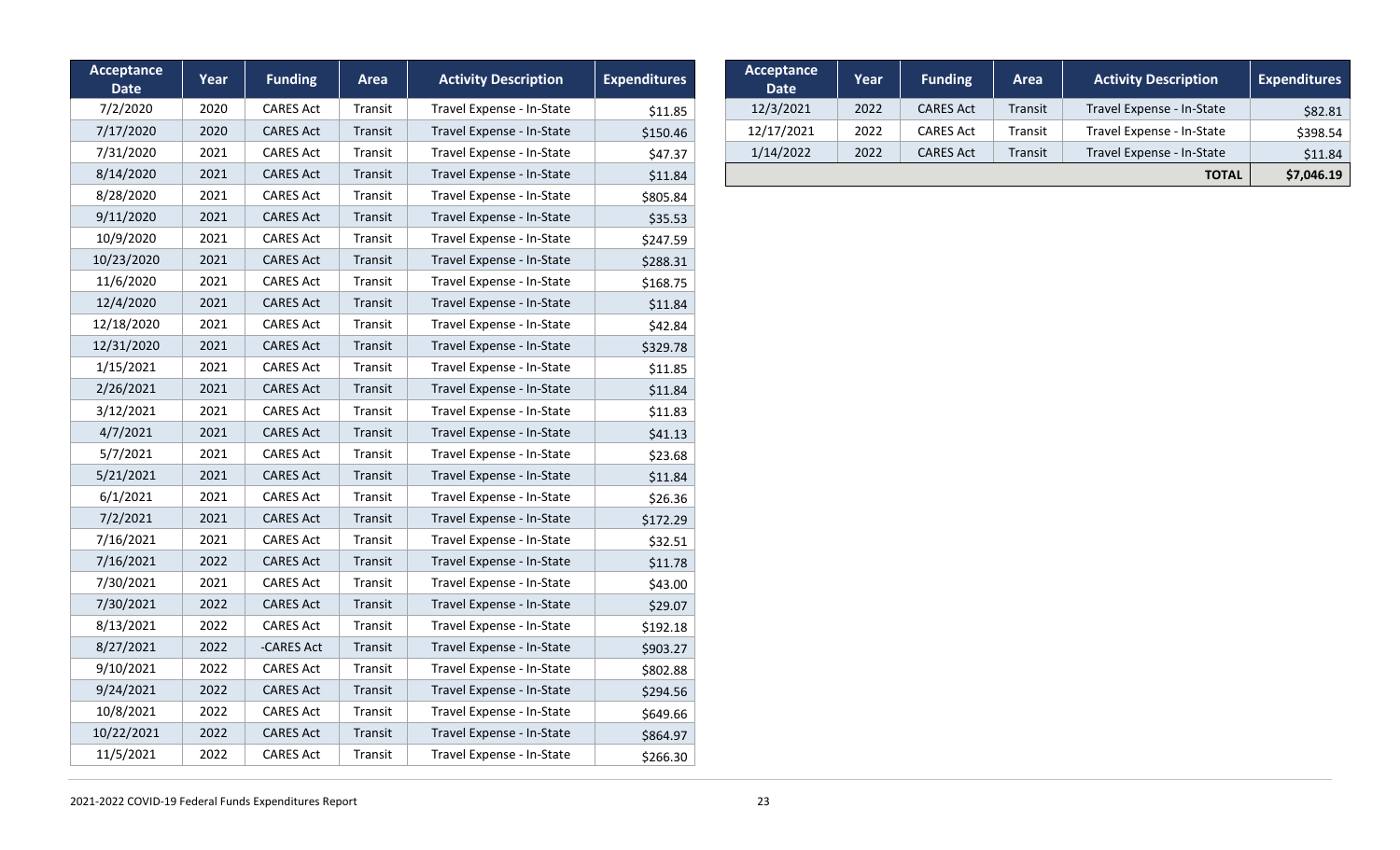| Acceptance Date | Year | Funding | Area | Activity Description | Expenditures |
|---|---|---|---|---|---|
| 7/2/2020 | 2020 | CARES Act | Transit | Travel Expense - In-State | $11.85 |
| 7/17/2020 | 2020 | CARES Act | Transit | Travel Expense - In-State | $150.46 |
| 7/31/2020 | 2021 | CARES Act | Transit | Travel Expense - In-State | $47.37 |
| 8/14/2020 | 2021 | CARES Act | Transit | Travel Expense - In-State | $11.84 |
| 8/28/2020 | 2021 | CARES Act | Transit | Travel Expense - In-State | $805.84 |
| 9/11/2020 | 2021 | CARES Act | Transit | Travel Expense - In-State | $35.53 |
| 10/9/2020 | 2021 | CARES Act | Transit | Travel Expense - In-State | $247.59 |
| 10/23/2020 | 2021 | CARES Act | Transit | Travel Expense - In-State | $288.31 |
| 11/6/2020 | 2021 | CARES Act | Transit | Travel Expense - In-State | $168.75 |
| 12/4/2020 | 2021 | CARES Act | Transit | Travel Expense - In-State | $11.84 |
| 12/18/2020 | 2021 | CARES Act | Transit | Travel Expense - In-State | $42.84 |
| 12/31/2020 | 2021 | CARES Act | Transit | Travel Expense - In-State | $329.78 |
| 1/15/2021 | 2021 | CARES Act | Transit | Travel Expense - In-State | $11.85 |
| 2/26/2021 | 2021 | CARES Act | Transit | Travel Expense - In-State | $11.84 |
| 3/12/2021 | 2021 | CARES Act | Transit | Travel Expense - In-State | $11.83 |
| 4/7/2021 | 2021 | CARES Act | Transit | Travel Expense - In-State | $41.13 |
| 5/7/2021 | 2021 | CARES Act | Transit | Travel Expense - In-State | $23.68 |
| 5/21/2021 | 2021 | CARES Act | Transit | Travel Expense - In-State | $11.84 |
| 6/1/2021 | 2021 | CARES Act | Transit | Travel Expense - In-State | $26.36 |
| 7/2/2021 | 2021 | CARES Act | Transit | Travel Expense - In-State | $172.29 |
| 7/16/2021 | 2021 | CARES Act | Transit | Travel Expense - In-State | $32.51 |
| 7/16/2021 | 2022 | CARES Act | Transit | Travel Expense - In-State | $11.78 |
| 7/30/2021 | 2021 | CARES Act | Transit | Travel Expense - In-State | $43.00 |
| 7/30/2021 | 2022 | CARES Act | Transit | Travel Expense - In-State | $29.07 |
| 8/13/2021 | 2022 | CARES Act | Transit | Travel Expense - In-State | $192.18 |
| 8/27/2021 | 2022 | -CARES Act | Transit | Travel Expense - In-State | $903.27 |
| 9/10/2021 | 2022 | CARES Act | Transit | Travel Expense - In-State | $802.88 |
| 9/24/2021 | 2022 | CARES Act | Transit | Travel Expense - In-State | $294.56 |
| 10/8/2021 | 2022 | CARES Act | Transit | Travel Expense - In-State | $649.66 |
| 10/22/2021 | 2022 | CARES Act | Transit | Travel Expense - In-State | $864.97 |
| 11/5/2021 | 2022 | CARES Act | Transit | Travel Expense - In-State | $266.30 |
| 12/3/2021 | 2022 | CARES Act | Transit | Travel Expense - In-State | $82.81 |
| 12/17/2021 | 2022 | CARES Act | Transit | Travel Expense - In-State | $398.54 |
| 1/14/2022 | 2022 | CARES Act | Transit | Travel Expense - In-State | $11.84 |
| | | | | **TOTAL** | **$7,046.19** |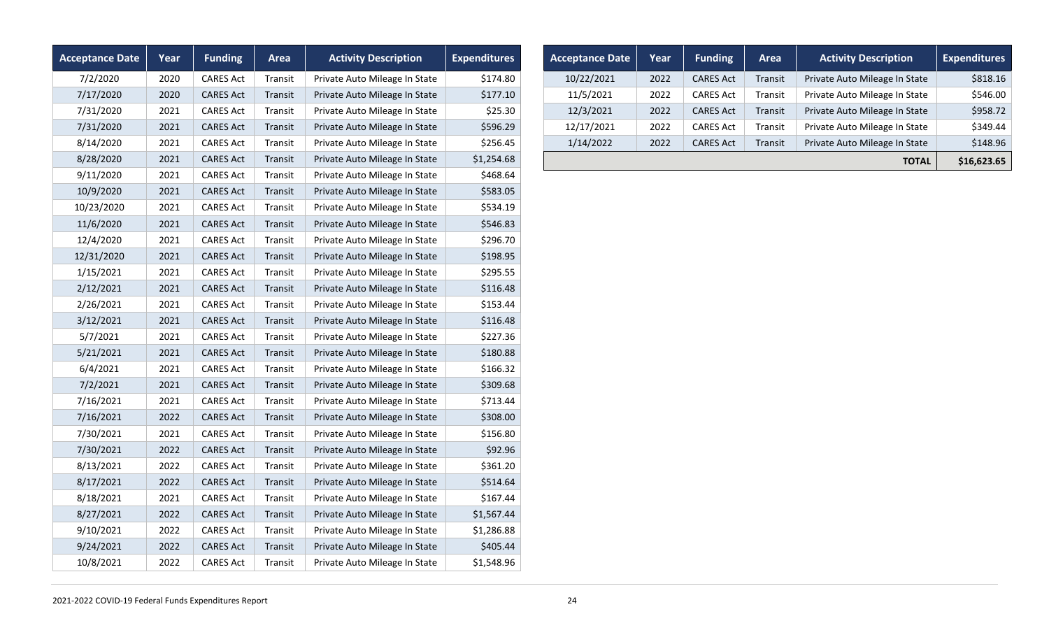| Acceptance Date | Year | Funding | Area | Activity Description | Expenditures |
|---|---|---|---|---|---|
| 7/2/2020 | 2020 | CARES Act | Transit | Private Auto Mileage In State | $174.80 |
| 7/17/2020 | 2020 | CARES Act | Transit | Private Auto Mileage In State | $177.10 |
| 7/31/2020 | 2021 | CARES Act | Transit | Private Auto Mileage In State | $25.30 |
| 7/31/2020 | 2021 | CARES Act | Transit | Private Auto Mileage In State | $596.29 |
| 8/14/2020 | 2021 | CARES Act | Transit | Private Auto Mileage In State | $256.45 |
| 8/28/2020 | 2021 | CARES Act | Transit | Private Auto Mileage In State | $1,254.68 |
| 9/11/2020 | 2021 | CARES Act | Transit | Private Auto Mileage In State | $468.64 |
| 10/9/2020 | 2021 | CARES Act | Transit | Private Auto Mileage In State | $583.05 |
| 10/23/2020 | 2021 | CARES Act | Transit | Private Auto Mileage In State | $534.19 |
| 11/6/2020 | 2021 | CARES Act | Transit | Private Auto Mileage In State | $546.83 |
| 12/4/2020 | 2021 | CARES Act | Transit | Private Auto Mileage In State | $296.70 |
| 12/31/2020 | 2021 | CARES Act | Transit | Private Auto Mileage In State | $198.95 |
| 1/15/2021 | 2021 | CARES Act | Transit | Private Auto Mileage In State | $295.55 |
| 2/12/2021 | 2021 | CARES Act | Transit | Private Auto Mileage In State | $116.48 |
| 2/26/2021 | 2021 | CARES Act | Transit | Private Auto Mileage In State | $153.44 |
| 3/12/2021 | 2021 | CARES Act | Transit | Private Auto Mileage In State | $116.48 |
| 5/7/2021 | 2021 | CARES Act | Transit | Private Auto Mileage In State | $227.36 |
| 5/21/2021 | 2021 | CARES Act | Transit | Private Auto Mileage In State | $180.88 |
| 6/4/2021 | 2021 | CARES Act | Transit | Private Auto Mileage In State | $166.32 |
| 7/2/2021 | 2021 | CARES Act | Transit | Private Auto Mileage In State | $309.68 |
| 7/16/2021 | 2021 | CARES Act | Transit | Private Auto Mileage In State | $713.44 |
| 7/16/2021 | 2022 | CARES Act | Transit | Private Auto Mileage In State | $308.00 |
| 7/30/2021 | 2021 | CARES Act | Transit | Private Auto Mileage In State | $156.80 |
| 7/30/2021 | 2022 | CARES Act | Transit | Private Auto Mileage In State | $92.96 |
| 8/13/2021 | 2022 | CARES Act | Transit | Private Auto Mileage In State | $361.20 |
| 8/17/2021 | 2022 | CARES Act | Transit | Private Auto Mileage In State | $514.64 |
| 8/18/2021 | 2021 | CARES Act | Transit | Private Auto Mileage In State | $167.44 |
| 8/27/2021 | 2022 | CARES Act | Transit | Private Auto Mileage In State | $1,567.44 |
| 9/10/2021 | 2022 | CARES Act | Transit | Private Auto Mileage In State | $1,286.88 |
| 9/24/2021 | 2022 | CARES Act | Transit | Private Auto Mileage In State | $405.44 |
| 10/8/2021 | 2022 | CARES Act | Transit | Private Auto Mileage In State | $1,548.96 |
| 10/22/2021 | 2022 | CARES Act | Transit | Private Auto Mileage In State | $818.16 |
| 11/5/2021 | 2022 | CARES Act | Transit | Private Auto Mileage In State | $546.00 |
| 12/3/2021 | 2022 | CARES Act | Transit | Private Auto Mileage In State | $958.72 |
| 12/17/2021 | 2022 | CARES Act | Transit | Private Auto Mileage In State | $349.44 |
| 1/14/2022 | 2022 | CARES Act | Transit | Private Auto Mileage In State | $148.96 |
| | | | | **TOTAL** | **$16,623.65** |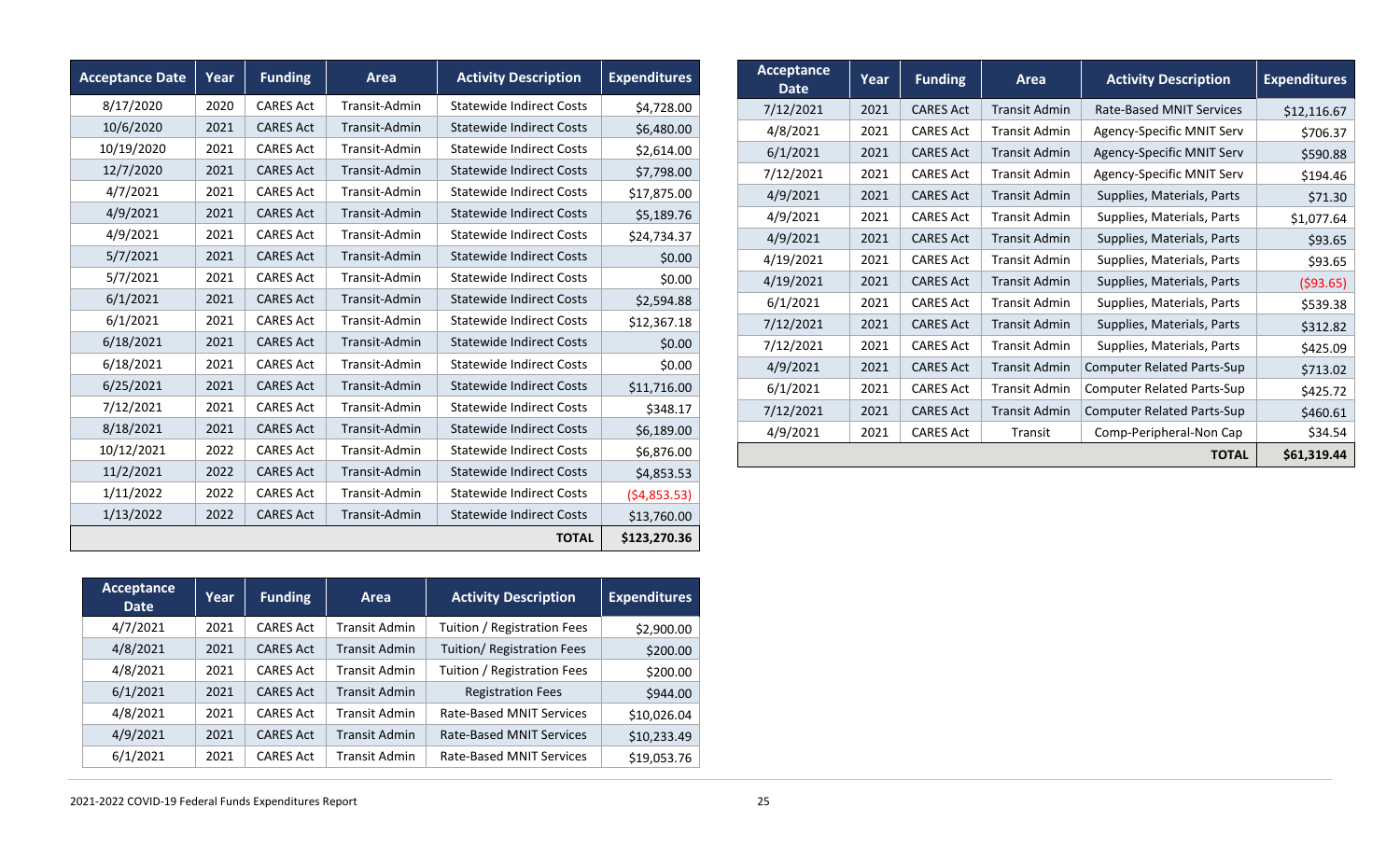| Acceptance Date | Year | Funding | Area | Activity Description | Expenditures |
|---|---|---|---|---|---|
| 8/17/2020 | 2020 | CARES Act | Transit-Admin | Statewide Indirect Costs | $4,728.00 |
| 10/6/2020 | 2021 | CARES Act | Transit-Admin | Statewide Indirect Costs | $6,480.00 |
| 10/19/2020 | 2021 | CARES Act | Transit-Admin | Statewide Indirect Costs | $2,614.00 |
| 12/7/2020 | 2021 | CARES Act | Transit-Admin | Statewide Indirect Costs | $7,798.00 |
| 4/7/2021 | 2021 | CARES Act | Transit-Admin | Statewide Indirect Costs | $17,875.00 |
| 4/9/2021 | 2021 | CARES Act | Transit-Admin | Statewide Indirect Costs | $5,189.76 |
| 4/9/2021 | 2021 | CARES Act | Transit-Admin | Statewide Indirect Costs | $24,734.37 |
| 5/7/2021 | 2021 | CARES Act | Transit-Admin | Statewide Indirect Costs | $0.00 |
| 5/7/2021 | 2021 | CARES Act | Transit-Admin | Statewide Indirect Costs | $0.00 |
| 6/1/2021 | 2021 | CARES Act | Transit-Admin | Statewide Indirect Costs | $2,594.88 |
| 6/1/2021 | 2021 | CARES Act | Transit-Admin | Statewide Indirect Costs | $12,367.18 |
| 6/18/2021 | 2021 | CARES Act | Transit-Admin | Statewide Indirect Costs | $0.00 |
| 6/18/2021 | 2021 | CARES Act | Transit-Admin | Statewide Indirect Costs | $0.00 |
| 6/25/2021 | 2021 | CARES Act | Transit-Admin | Statewide Indirect Costs | $11,716.00 |
| 7/12/2021 | 2021 | CARES Act | Transit-Admin | Statewide Indirect Costs | $348.17 |
| 8/18/2021 | 2021 | CARES Act | Transit-Admin | Statewide Indirect Costs | $6,189.00 |
| 10/12/2021 | 2022 | CARES Act | Transit-Admin | Statewide Indirect Costs | $6,876.00 |
| 11/2/2021 | 2022 | CARES Act | Transit-Admin | Statewide Indirect Costs | $4,853.53 |
| 1/11/2022 | 2022 | CARES Act | Transit-Admin | Statewide Indirect Costs | ($4,853.53) |
| 1/13/2022 | 2022 | CARES Act | Transit-Admin | Statewide Indirect Costs | $13,760.00 |
| | | | | **TOTAL** | **$123,270.36** |

| Acceptance Date | Year | Funding | Area | Activity Description | Expenditures |
|---|---|---|---|---|---|
| 4/7/2021 | 2021 | CARES Act | Transit Admin | Tuition / Registration Fees | $2,900.00 |
| 4/8/2021 | 2021 | CARES Act | Transit Admin | Tuition/ Registration Fees | $200.00 |
| 4/8/2021 | 2021 | CARES Act | Transit Admin | Tuition / Registration Fees | $200.00 |
| 6/1/2021 | 2021 | CARES Act | Transit Admin | Registration Fees | $944.00 |
| 4/8/2021 | 2021 | CARES Act | Transit Admin | Rate-Based MNIT Services | $10,026.04 |
| 4/9/2021 | 2021 | CARES Act | Transit Admin | Rate-Based MNIT Services | $10,233.49 |
| 6/1/2021 | 2021 | CARES Act | Transit Admin | Rate-Based MNIT Services | $19,053.76 |
| 7/12/2021 | 2021 | CARES Act | Transit Admin | Rate-Based MNIT Services | $12,116.67 |
| 4/8/2021 | 2021 | CARES Act | Transit Admin | Agency-Specific MNIT Serv | $706.37 |
| 6/1/2021 | 2021 | CARES Act | Transit Admin | Agency-Specific MNIT Serv | $590.88 |
| 7/12/2021 | 2021 | CARES Act | Transit Admin | Agency-Specific MNIT Serv | $194.46 |
| 4/9/2021 | 2021 | CARES Act | Transit Admin | Supplies, Materials, Parts | $71.30 |
| 4/9/2021 | 2021 | CARES Act | Transit Admin | Supplies, Materials, Parts | $1,077.64 |
| 4/9/2021 | 2021 | CARES Act | Transit Admin | Supplies, Materials, Parts | $93.65 |
| 4/19/2021 | 2021 | CARES Act | Transit Admin | Supplies, Materials, Parts | $93.65 |
| 4/19/2021 | 2021 | CARES Act | Transit Admin | Supplies, Materials, Parts | ($93.65) |
| 6/1/2021 | 2021 | CARES Act | Transit Admin | Supplies, Materials, Parts | $539.38 |
| 7/12/2021 | 2021 | CARES Act | Transit Admin | Supplies, Materials, Parts | $312.82 |
| 7/12/2021 | 2021 | CARES Act | Transit Admin | Supplies, Materials, Parts | $425.09 |
| 4/9/2021 | 2021 | CARES Act | Transit Admin | Computer Related Parts-Sup | $713.02 |
| 6/1/2021 | 2021 | CARES Act | Transit Admin | Computer Related Parts-Sup | $425.72 |
| 7/12/2021 | 2021 | CARES Act | Transit Admin | Computer Related Parts-Sup | $460.61 |
| 4/9/2021 | 2021 | CARES Act | Transit | Comp-Peripheral-Non Cap | $34.54 |
| | | | | **TOTAL** | **$61,319.44** |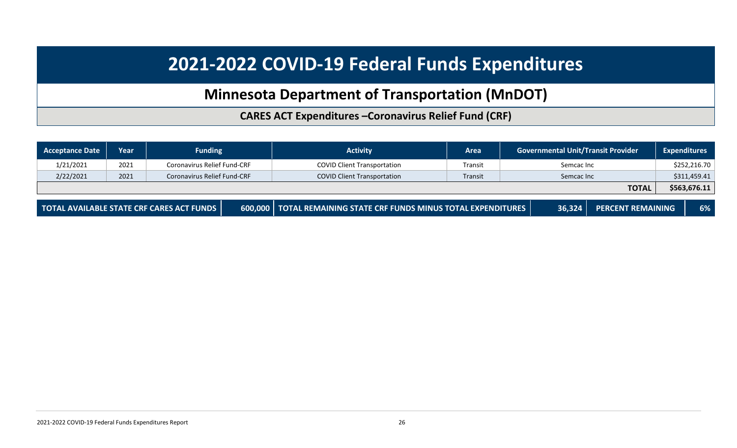# 2021-2022 COVID-19 Federal Funds Expenditures

## Minnesota Department of Transportation (MnDOT)

### CARES ACT Expenditures –Coronavirus Relief Fund (CRF)

| Acceptance Date | Year | Funding | Activity | Area | Governmental Unit/Transit Provider | Expenditures |
|---|---|---|---|---|---|---|
| 1/21/2021 | 2021 | Coronavirus Relief Fund-CRF | COVID Client Transportation | Transit | Semcac Inc | $252,216.70 |
| 2/22/2021 | 2021 | Coronavirus Relief Fund-CRF | COVID Client Transportation | Transit | Semcac Inc | $311,459.41 |
| | | | | | **TOTAL** | **$563,676.11** |

| TOTAL AVAILABLE STATE CRF CARES ACT FUNDS | 600,000 | TOTAL REMAINING STATE CRF FUNDS MINUS TOTAL EXPENDITURES | 36,324 | PERCENT REMAINING | 6% |
|---|---|---|---|---|---|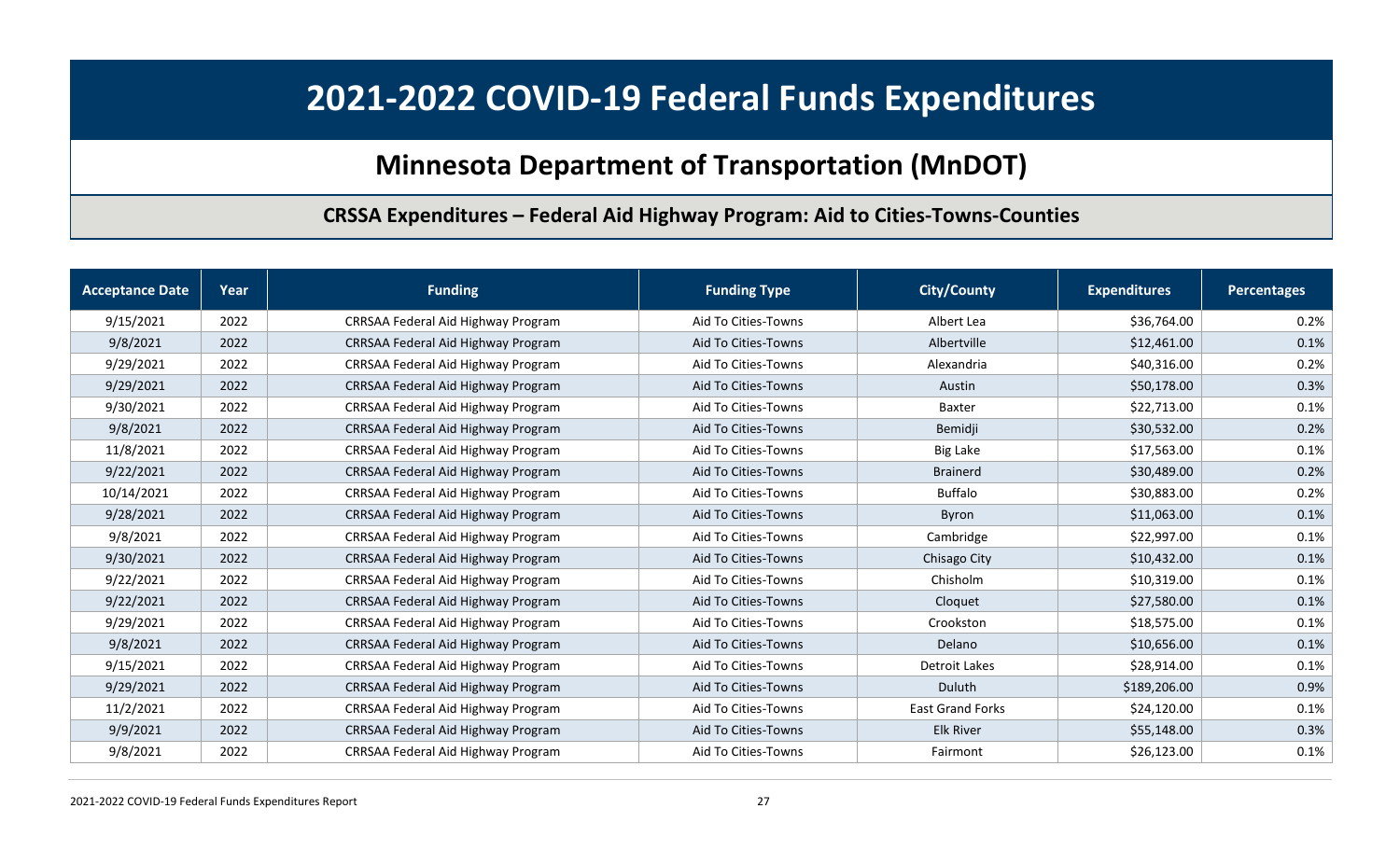# 2021-2022 COVID-19 Federal Funds Expenditures

## Minnesota Department of Transportation (MnDOT)

### CRSSA Expenditures – Federal Aid Highway Program: Aid to Cities-Towns-Counties

| Acceptance Date | Year | Funding | Funding Type | City/County | Expenditures | Percentages |
|---|---|---|---|---|---|---|
| 9/15/2021 | 2022 | CRRSAA Federal Aid Highway Program | Aid To Cities-Towns | Albert Lea | $36,764.00 | 0.2% |
| 9/8/2021 | 2022 | CRRSAA Federal Aid Highway Program | Aid To Cities-Towns | Albertville | $12,461.00 | 0.1% |
| 9/29/2021 | 2022 | CRRSAA Federal Aid Highway Program | Aid To Cities-Towns | Alexandria | $40,316.00 | 0.2% |
| 9/29/2021 | 2022 | CRRSAA Federal Aid Highway Program | Aid To Cities-Towns | Austin | $50,178.00 | 0.3% |
| 9/30/2021 | 2022 | CRRSAA Federal Aid Highway Program | Aid To Cities-Towns | Baxter | $22,713.00 | 0.1% |
| 9/8/2021 | 2022 | CRRSAA Federal Aid Highway Program | Aid To Cities-Towns | Bemidji | $30,532.00 | 0.2% |
| 11/8/2021 | 2022 | CRRSAA Federal Aid Highway Program | Aid To Cities-Towns | Big Lake | $17,563.00 | 0.1% |
| 9/22/2021 | 2022 | CRRSAA Federal Aid Highway Program | Aid To Cities-Towns | Brainerd | $30,489.00 | 0.2% |
| 10/14/2021 | 2022 | CRRSAA Federal Aid Highway Program | Aid To Cities-Towns | Buffalo | $30,883.00 | 0.2% |
| 9/28/2021 | 2022 | CRRSAA Federal Aid Highway Program | Aid To Cities-Towns | Byron | $11,063.00 | 0.1% |
| 9/8/2021 | 2022 | CRRSAA Federal Aid Highway Program | Aid To Cities-Towns | Cambridge | $22,997.00 | 0.1% |
| 9/30/2021 | 2022 | CRRSAA Federal Aid Highway Program | Aid To Cities-Towns | Chisago City | $10,432.00 | 0.1% |
| 9/22/2021 | 2022 | CRRSAA Federal Aid Highway Program | Aid To Cities-Towns | Chisholm | $10,319.00 | 0.1% |
| 9/22/2021 | 2022 | CRRSAA Federal Aid Highway Program | Aid To Cities-Towns | Cloquet | $27,580.00 | 0.1% |
| 9/29/2021 | 2022 | CRRSAA Federal Aid Highway Program | Aid To Cities-Towns | Crookston | $18,575.00 | 0.1% |
| 9/8/2021 | 2022 | CRRSAA Federal Aid Highway Program | Aid To Cities-Towns | Delano | $10,656.00 | 0.1% |
| 9/15/2021 | 2022 | CRRSAA Federal Aid Highway Program | Aid To Cities-Towns | Detroit Lakes | $28,914.00 | 0.1% |
| 9/29/2021 | 2022 | CRRSAA Federal Aid Highway Program | Aid To Cities-Towns | Duluth | $189,206.00 | 0.9% |
| 11/2/2021 | 2022 | CRRSAA Federal Aid Highway Program | Aid To Cities-Towns | East Grand Forks | $24,120.00 | 0.1% |
| 9/9/2021 | 2022 | CRRSAA Federal Aid Highway Program | Aid To Cities-Towns | Elk River | $55,148.00 | 0.3% |
| 9/8/2021 | 2022 | CRRSAA Federal Aid Highway Program | Aid To Cities-Towns | Fairmont | $26,123.00 | 0.1% |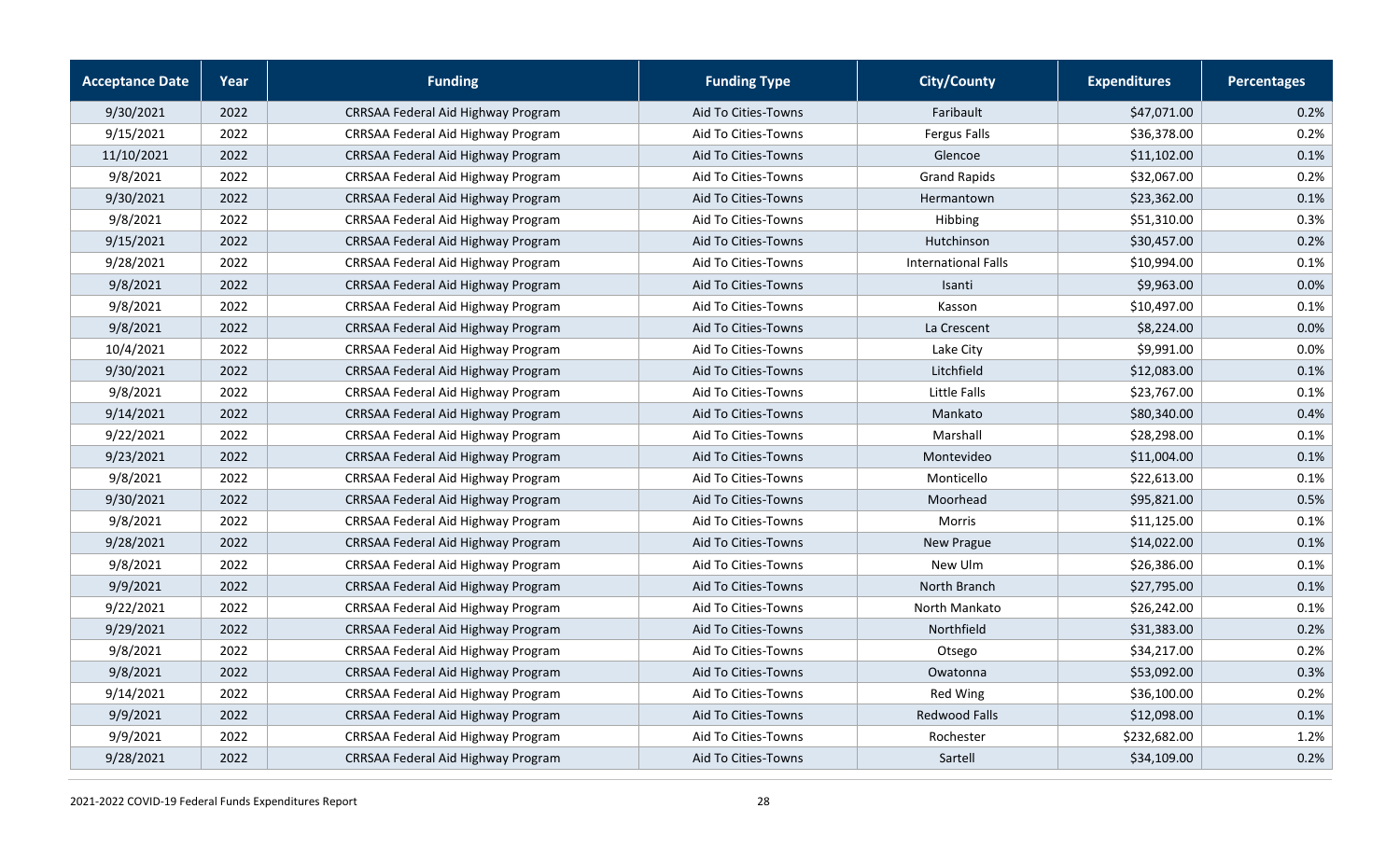| Acceptance Date | Year | Funding | Funding Type | City/County | Expenditures | Percentages |
|---|---|---|---|---|---|---|
| 9/30/2021 | 2022 | CRRSAA Federal Aid Highway Program | Aid To Cities-Towns | Faribault | $47,071.00 | 0.2% |
| 9/15/2021 | 2022 | CRRSAA Federal Aid Highway Program | Aid To Cities-Towns | Fergus Falls | $36,378.00 | 0.2% |
| 11/10/2021 | 2022 | CRRSAA Federal Aid Highway Program | Aid To Cities-Towns | Glencoe | $11,102.00 | 0.1% |
| 9/8/2021 | 2022 | CRRSAA Federal Aid Highway Program | Aid To Cities-Towns | Grand Rapids | $32,067.00 | 0.2% |
| 9/30/2021 | 2022 | CRRSAA Federal Aid Highway Program | Aid To Cities-Towns | Hermantown | $23,362.00 | 0.1% |
| 9/8/2021 | 2022 | CRRSAA Federal Aid Highway Program | Aid To Cities-Towns | Hibbing | $51,310.00 | 0.3% |
| 9/15/2021 | 2022 | CRRSAA Federal Aid Highway Program | Aid To Cities-Towns | Hutchinson | $30,457.00 | 0.2% |
| 9/28/2021 | 2022 | CRRSAA Federal Aid Highway Program | Aid To Cities-Towns | International Falls | $10,994.00 | 0.1% |
| 9/8/2021 | 2022 | CRRSAA Federal Aid Highway Program | Aid To Cities-Towns | Isanti | $9,963.00 | 0.0% |
| 9/8/2021 | 2022 | CRRSAA Federal Aid Highway Program | Aid To Cities-Towns | Kasson | $10,497.00 | 0.1% |
| 9/8/2021 | 2022 | CRRSAA Federal Aid Highway Program | Aid To Cities-Towns | La Crescent | $8,224.00 | 0.0% |
| 10/4/2021 | 2022 | CRRSAA Federal Aid Highway Program | Aid To Cities-Towns | Lake City | $9,991.00 | 0.0% |
| 9/30/2021 | 2022 | CRRSAA Federal Aid Highway Program | Aid To Cities-Towns | Litchfield | $12,083.00 | 0.1% |
| 9/8/2021 | 2022 | CRRSAA Federal Aid Highway Program | Aid To Cities-Towns | Little Falls | $23,767.00 | 0.1% |
| 9/14/2021 | 2022 | CRRSAA Federal Aid Highway Program | Aid To Cities-Towns | Mankato | $80,340.00 | 0.4% |
| 9/22/2021 | 2022 | CRRSAA Federal Aid Highway Program | Aid To Cities-Towns | Marshall | $28,298.00 | 0.1% |
| 9/23/2021 | 2022 | CRRSAA Federal Aid Highway Program | Aid To Cities-Towns | Montevideo | $11,004.00 | 0.1% |
| 9/8/2021 | 2022 | CRRSAA Federal Aid Highway Program | Aid To Cities-Towns | Monticello | $22,613.00 | 0.1% |
| 9/30/2021 | 2022 | CRRSAA Federal Aid Highway Program | Aid To Cities-Towns | Moorhead | $95,821.00 | 0.5% |
| 9/8/2021 | 2022 | CRRSAA Federal Aid Highway Program | Aid To Cities-Towns | Morris | $11,125.00 | 0.1% |
| 9/28/2021 | 2022 | CRRSAA Federal Aid Highway Program | Aid To Cities-Towns | New Prague | $14,022.00 | 0.1% |
| 9/8/2021 | 2022 | CRRSAA Federal Aid Highway Program | Aid To Cities-Towns | New Ulm | $26,386.00 | 0.1% |
| 9/9/2021 | 2022 | CRRSAA Federal Aid Highway Program | Aid To Cities-Towns | North Branch | $27,795.00 | 0.1% |
| 9/22/2021 | 2022 | CRRSAA Federal Aid Highway Program | Aid To Cities-Towns | North Mankato | $26,242.00 | 0.1% |
| 9/29/2021 | 2022 | CRRSAA Federal Aid Highway Program | Aid To Cities-Towns | Northfield | $31,383.00 | 0.2% |
| 9/8/2021 | 2022 | CRRSAA Federal Aid Highway Program | Aid To Cities-Towns | Otsego | $34,217.00 | 0.2% |
| 9/8/2021 | 2022 | CRRSAA Federal Aid Highway Program | Aid To Cities-Towns | Owatonna | $53,092.00 | 0.3% |
| 9/14/2021 | 2022 | CRRSAA Federal Aid Highway Program | Aid To Cities-Towns | Red Wing | $36,100.00 | 0.2% |
| 9/9/2021 | 2022 | CRRSAA Federal Aid Highway Program | Aid To Cities-Towns | Redwood Falls | $12,098.00 | 0.1% |
| 9/9/2021 | 2022 | CRRSAA Federal Aid Highway Program | Aid To Cities-Towns | Rochester | $232,682.00 | 1.2% |
| 9/28/2021 | 2022 | CRRSAA Federal Aid Highway Program | Aid To Cities-Towns | Sartell | $34,109.00 | 0.2% |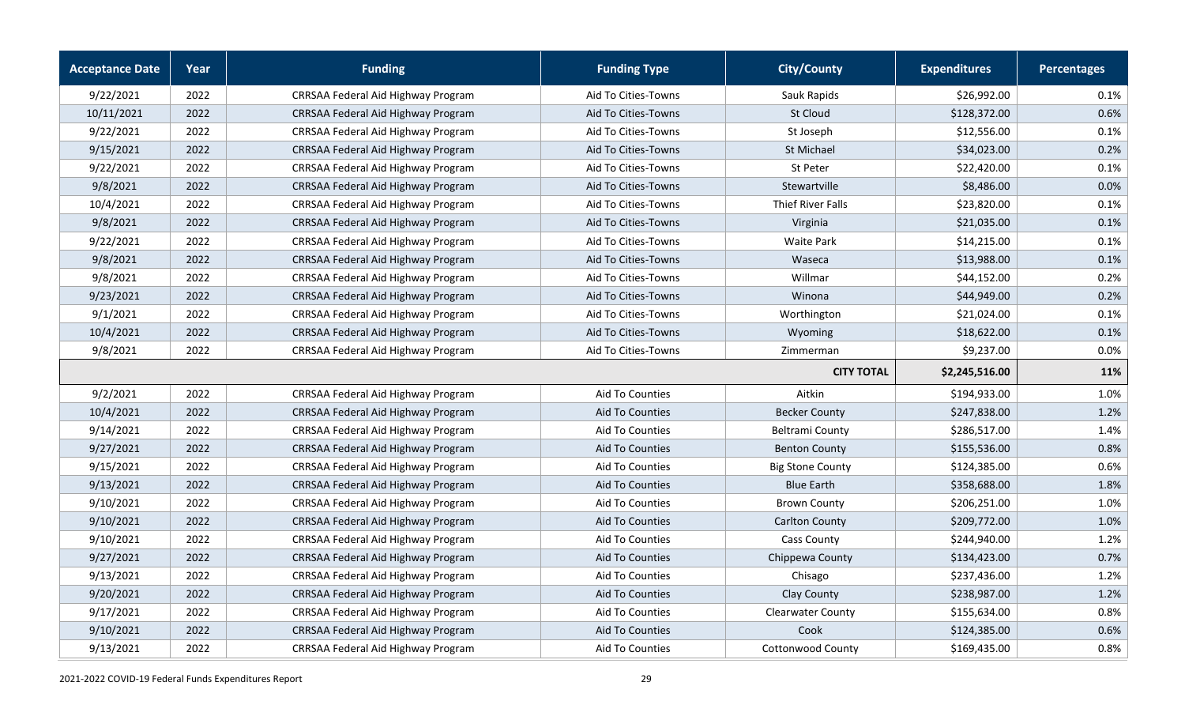| Acceptance Date | Year | Funding | Funding Type | City/County | Expenditures | Percentages |
|---|---|---|---|---|---|---|
| 9/22/2021 | 2022 | CRRSAA Federal Aid Highway Program | Aid To Cities-Towns | Sauk Rapids | $26,992.00 | 0.1% |
| 10/11/2021 | 2022 | CRRSAA Federal Aid Highway Program | Aid To Cities-Towns | St Cloud | $128,372.00 | 0.6% |
| 9/22/2021 | 2022 | CRRSAA Federal Aid Highway Program | Aid To Cities-Towns | St Joseph | $12,556.00 | 0.1% |
| 9/15/2021 | 2022 | CRRSAA Federal Aid Highway Program | Aid To Cities-Towns | St Michael | $34,023.00 | 0.2% |
| 9/22/2021 | 2022 | CRRSAA Federal Aid Highway Program | Aid To Cities-Towns | St Peter | $22,420.00 | 0.1% |
| 9/8/2021 | 2022 | CRRSAA Federal Aid Highway Program | Aid To Cities-Towns | Stewartville | $8,486.00 | 0.0% |
| 10/4/2021 | 2022 | CRRSAA Federal Aid Highway Program | Aid To Cities-Towns | Thief River Falls | $23,820.00 | 0.1% |
| 9/8/2021 | 2022 | CRRSAA Federal Aid Highway Program | Aid To Cities-Towns | Virginia | $21,035.00 | 0.1% |
| 9/22/2021 | 2022 | CRRSAA Federal Aid Highway Program | Aid To Cities-Towns | Waite Park | $14,215.00 | 0.1% |
| 9/8/2021 | 2022 | CRRSAA Federal Aid Highway Program | Aid To Cities-Towns | Waseca | $13,988.00 | 0.1% |
| 9/8/2021 | 2022 | CRRSAA Federal Aid Highway Program | Aid To Cities-Towns | Willmar | $44,152.00 | 0.2% |
| 9/23/2021 | 2022 | CRRSAA Federal Aid Highway Program | Aid To Cities-Towns | Winona | $44,949.00 | 0.2% |
| 9/1/2021 | 2022 | CRRSAA Federal Aid Highway Program | Aid To Cities-Towns | Worthington | $21,024.00 | 0.1% |
| 10/4/2021 | 2022 | CRRSAA Federal Aid Highway Program | Aid To Cities-Towns | Wyoming | $18,622.00 | 0.1% |
| 9/8/2021 | 2022 | CRRSAA Federal Aid Highway Program | Aid To Cities-Towns | Zimmerman | $9,237.00 | 0.0% |
| | | | | **CITY TOTAL** | **$2,245,516.00** | **11%** |
| 9/2/2021 | 2022 | CRRSAA Federal Aid Highway Program | Aid To Counties | Aitkin | $194,933.00 | 1.0% |
| 10/4/2021 | 2022 | CRRSAA Federal Aid Highway Program | Aid To Counties | Becker County | $247,838.00 | 1.2% |
| 9/14/2021 | 2022 | CRRSAA Federal Aid Highway Program | Aid To Counties | Beltrami County | $286,517.00 | 1.4% |
| 9/27/2021 | 2022 | CRRSAA Federal Aid Highway Program | Aid To Counties | Benton County | $155,536.00 | 0.8% |
| 9/15/2021 | 2022 | CRRSAA Federal Aid Highway Program | Aid To Counties | Big Stone County | $124,385.00 | 0.6% |
| 9/13/2021 | 2022 | CRRSAA Federal Aid Highway Program | Aid To Counties | Blue Earth | $358,688.00 | 1.8% |
| 9/10/2021 | 2022 | CRRSAA Federal Aid Highway Program | Aid To Counties | Brown County | $206,251.00 | 1.0% |
| 9/10/2021 | 2022 | CRRSAA Federal Aid Highway Program | Aid To Counties | Carlton County | $209,772.00 | 1.0% |
| 9/10/2021 | 2022 | CRRSAA Federal Aid Highway Program | Aid To Counties | Cass County | $244,940.00 | 1.2% |
| 9/27/2021 | 2022 | CRRSAA Federal Aid Highway Program | Aid To Counties | Chippewa County | $134,423.00 | 0.7% |
| 9/13/2021 | 2022 | CRRSAA Federal Aid Highway Program | Aid To Counties | Chisago | $237,436.00 | 1.2% |
| 9/20/2021 | 2022 | CRRSAA Federal Aid Highway Program | Aid To Counties | Clay County | $238,987.00 | 1.2% |
| 9/17/2021 | 2022 | CRRSAA Federal Aid Highway Program | Aid To Counties | Clearwater County | $155,634.00 | 0.8% |
| 9/10/2021 | 2022 | CRRSAA Federal Aid Highway Program | Aid To Counties | Cook | $124,385.00 | 0.6% |
| 9/13/2021 | 2022 | CRRSAA Federal Aid Highway Program | Aid To Counties | Cottonwood County | $169,435.00 | 0.8% |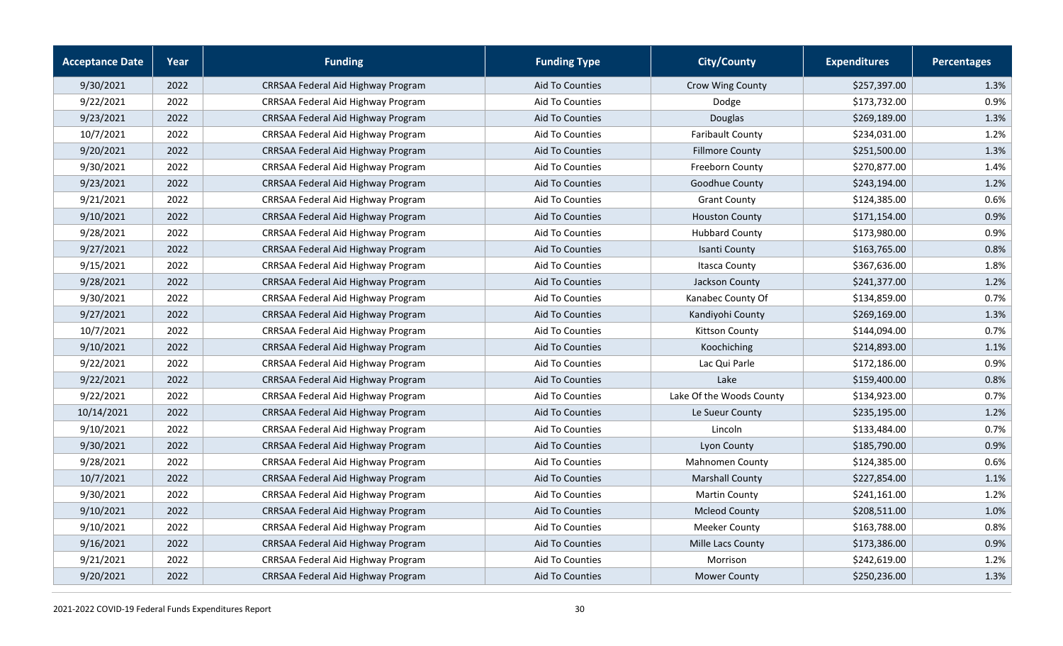| Acceptance Date | Year | Funding | Funding Type | City/County | Expenditures | Percentages |
|---|---|---|---|---|---|---|
| 9/30/2021 | 2022 | CRRSAA Federal Aid Highway Program | Aid To Counties | Crow Wing County | $257,397.00 | 1.3% |
| 9/22/2021 | 2022 | CRRSAA Federal Aid Highway Program | Aid To Counties | Dodge | $173,732.00 | 0.9% |
| 9/23/2021 | 2022 | CRRSAA Federal Aid Highway Program | Aid To Counties | Douglas | $269,189.00 | 1.3% |
| 10/7/2021 | 2022 | CRRSAA Federal Aid Highway Program | Aid To Counties | Faribault County | $234,031.00 | 1.2% |
| 9/20/2021 | 2022 | CRRSAA Federal Aid Highway Program | Aid To Counties | Fillmore County | $251,500.00 | 1.3% |
| 9/30/2021 | 2022 | CRRSAA Federal Aid Highway Program | Aid To Counties | Freeborn County | $270,877.00 | 1.4% |
| 9/23/2021 | 2022 | CRRSAA Federal Aid Highway Program | Aid To Counties | Goodhue County | $243,194.00 | 1.2% |
| 9/21/2021 | 2022 | CRRSAA Federal Aid Highway Program | Aid To Counties | Grant County | $124,385.00 | 0.6% |
| 9/10/2021 | 2022 | CRRSAA Federal Aid Highway Program | Aid To Counties | Houston County | $171,154.00 | 0.9% |
| 9/28/2021 | 2022 | CRRSAA Federal Aid Highway Program | Aid To Counties | Hubbard County | $173,980.00 | 0.9% |
| 9/27/2021 | 2022 | CRRSAA Federal Aid Highway Program | Aid To Counties | Isanti County | $163,765.00 | 0.8% |
| 9/15/2021 | 2022 | CRRSAA Federal Aid Highway Program | Aid To Counties | Itasca County | $367,636.00 | 1.8% |
| 9/28/2021 | 2022 | CRRSAA Federal Aid Highway Program | Aid To Counties | Jackson County | $241,377.00 | 1.2% |
| 9/30/2021 | 2022 | CRRSAA Federal Aid Highway Program | Aid To Counties | Kanabec County Of | $134,859.00 | 0.7% |
| 9/27/2021 | 2022 | CRRSAA Federal Aid Highway Program | Aid To Counties | Kandiyohi County | $269,169.00 | 1.3% |
| 10/7/2021 | 2022 | CRRSAA Federal Aid Highway Program | Aid To Counties | Kittson County | $144,094.00 | 0.7% |
| 9/10/2021 | 2022 | CRRSAA Federal Aid Highway Program | Aid To Counties | Koochiching | $214,893.00 | 1.1% |
| 9/22/2021 | 2022 | CRRSAA Federal Aid Highway Program | Aid To Counties | Lac Qui Parle | $172,186.00 | 0.9% |
| 9/22/2021 | 2022 | CRRSAA Federal Aid Highway Program | Aid To Counties | Lake | $159,400.00 | 0.8% |
| 9/22/2021 | 2022 | CRRSAA Federal Aid Highway Program | Aid To Counties | Lake Of the Woods County | $134,923.00 | 0.7% |
| 10/14/2021 | 2022 | CRRSAA Federal Aid Highway Program | Aid To Counties | Le Sueur County | $235,195.00 | 1.2% |
| 9/10/2021 | 2022 | CRRSAA Federal Aid Highway Program | Aid To Counties | Lincoln | $133,484.00 | 0.7% |
| 9/30/2021 | 2022 | CRRSAA Federal Aid Highway Program | Aid To Counties | Lyon County | $185,790.00 | 0.9% |
| 9/28/2021 | 2022 | CRRSAA Federal Aid Highway Program | Aid To Counties | Mahnomen County | $124,385.00 | 0.6% |
| 10/7/2021 | 2022 | CRRSAA Federal Aid Highway Program | Aid To Counties | Marshall County | $227,854.00 | 1.1% |
| 9/30/2021 | 2022 | CRRSAA Federal Aid Highway Program | Aid To Counties | Martin County | $241,161.00 | 1.2% |
| 9/10/2021 | 2022 | CRRSAA Federal Aid Highway Program | Aid To Counties | Mcleod County | $208,511.00 | 1.0% |
| 9/10/2021 | 2022 | CRRSAA Federal Aid Highway Program | Aid To Counties | Meeker County | $163,788.00 | 0.8% |
| 9/16/2021 | 2022 | CRRSAA Federal Aid Highway Program | Aid To Counties | Mille Lacs County | $173,386.00 | 0.9% |
| 9/21/2021 | 2022 | CRRSAA Federal Aid Highway Program | Aid To Counties | Morrison | $242,619.00 | 1.2% |
| 9/20/2021 | 2022 | CRRSAA Federal Aid Highway Program | Aid To Counties | Mower County | $250,236.00 | 1.3% |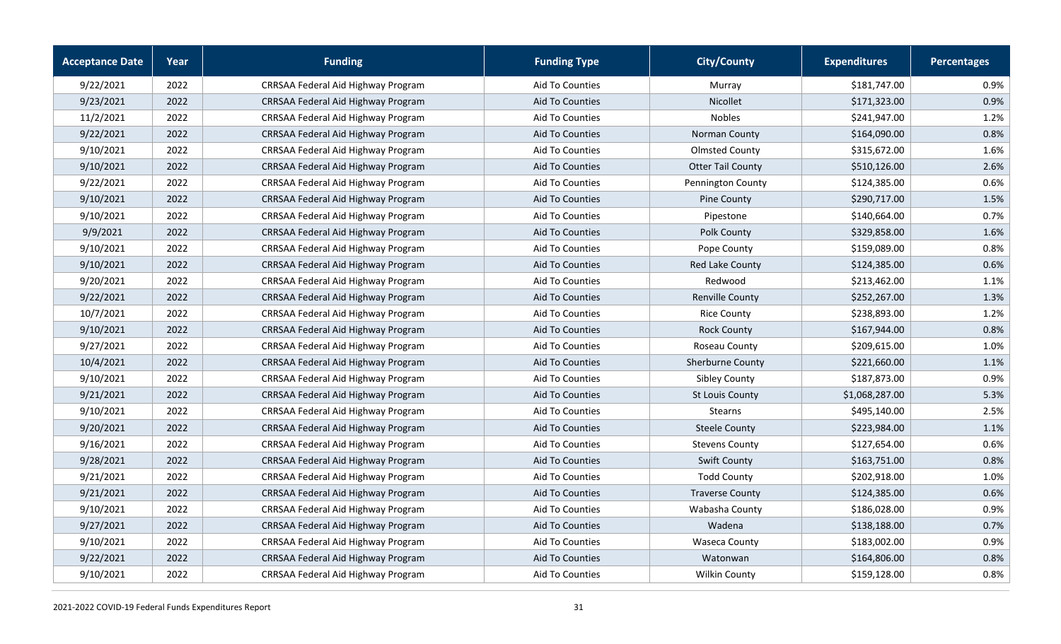| Acceptance Date | Year | Funding | Funding Type | City/County | Expenditures | Percentages |
|---|---|---|---|---|---|---|
| 9/22/2021 | 2022 | CRRSAA Federal Aid Highway Program | Aid To Counties | Murray | $181,747.00 | 0.9% |
| 9/23/2021 | 2022 | CRRSAA Federal Aid Highway Program | Aid To Counties | Nicollet | $171,323.00 | 0.9% |
| 11/2/2021 | 2022 | CRRSAA Federal Aid Highway Program | Aid To Counties | Nobles | $241,947.00 | 1.2% |
| 9/22/2021 | 2022 | CRRSAA Federal Aid Highway Program | Aid To Counties | Norman County | $164,090.00 | 0.8% |
| 9/10/2021 | 2022 | CRRSAA Federal Aid Highway Program | Aid To Counties | Olmsted County | $315,672.00 | 1.6% |
| 9/10/2021 | 2022 | CRRSAA Federal Aid Highway Program | Aid To Counties | Otter Tail County | $510,126.00 | 2.6% |
| 9/22/2021 | 2022 | CRRSAA Federal Aid Highway Program | Aid To Counties | Pennington County | $124,385.00 | 0.6% |
| 9/10/2021 | 2022 | CRRSAA Federal Aid Highway Program | Aid To Counties | Pine County | $290,717.00 | 1.5% |
| 9/10/2021 | 2022 | CRRSAA Federal Aid Highway Program | Aid To Counties | Pipestone | $140,664.00 | 0.7% |
| 9/9/2021 | 2022 | CRRSAA Federal Aid Highway Program | Aid To Counties | Polk County | $329,858.00 | 1.6% |
| 9/10/2021 | 2022 | CRRSAA Federal Aid Highway Program | Aid To Counties | Pope County | $159,089.00 | 0.8% |
| 9/10/2021 | 2022 | CRRSAA Federal Aid Highway Program | Aid To Counties | Red Lake County | $124,385.00 | 0.6% |
| 9/20/2021 | 2022 | CRRSAA Federal Aid Highway Program | Aid To Counties | Redwood | $213,462.00 | 1.1% |
| 9/22/2021 | 2022 | CRRSAA Federal Aid Highway Program | Aid To Counties | Renville County | $252,267.00 | 1.3% |
| 10/7/2021 | 2022 | CRRSAA Federal Aid Highway Program | Aid To Counties | Rice County | $238,893.00 | 1.2% |
| 9/10/2021 | 2022 | CRRSAA Federal Aid Highway Program | Aid To Counties | Rock County | $167,944.00 | 0.8% |
| 9/27/2021 | 2022 | CRRSAA Federal Aid Highway Program | Aid To Counties | Roseau County | $209,615.00 | 1.0% |
| 10/4/2021 | 2022 | CRRSAA Federal Aid Highway Program | Aid To Counties | Sherburne County | $221,660.00 | 1.1% |
| 9/10/2021 | 2022 | CRRSAA Federal Aid Highway Program | Aid To Counties | Sibley County | $187,873.00 | 0.9% |
| 9/21/2021 | 2022 | CRRSAA Federal Aid Highway Program | Aid To Counties | St Louis County | $1,068,287.00 | 5.3% |
| 9/10/2021 | 2022 | CRRSAA Federal Aid Highway Program | Aid To Counties | Stearns | $495,140.00 | 2.5% |
| 9/20/2021 | 2022 | CRRSAA Federal Aid Highway Program | Aid To Counties | Steele County | $223,984.00 | 1.1% |
| 9/16/2021 | 2022 | CRRSAA Federal Aid Highway Program | Aid To Counties | Stevens County | $127,654.00 | 0.6% |
| 9/28/2021 | 2022 | CRRSAA Federal Aid Highway Program | Aid To Counties | Swift County | $163,751.00 | 0.8% |
| 9/21/2021 | 2022 | CRRSAA Federal Aid Highway Program | Aid To Counties | Todd County | $202,918.00 | 1.0% |
| 9/21/2021 | 2022 | CRRSAA Federal Aid Highway Program | Aid To Counties | Traverse County | $124,385.00 | 0.6% |
| 9/10/2021 | 2022 | CRRSAA Federal Aid Highway Program | Aid To Counties | Wabasha County | $186,028.00 | 0.9% |
| 9/27/2021 | 2022 | CRRSAA Federal Aid Highway Program | Aid To Counties | Wadena | $138,188.00 | 0.7% |
| 9/10/2021 | 2022 | CRRSAA Federal Aid Highway Program | Aid To Counties | Waseca County | $183,002.00 | 0.9% |
| 9/22/2021 | 2022 | CRRSAA Federal Aid Highway Program | Aid To Counties | Watonwan | $164,806.00 | 0.8% |
| 9/10/2021 | 2022 | CRRSAA Federal Aid Highway Program | Aid To Counties | Wilkin County | $159,128.00 | 0.8% |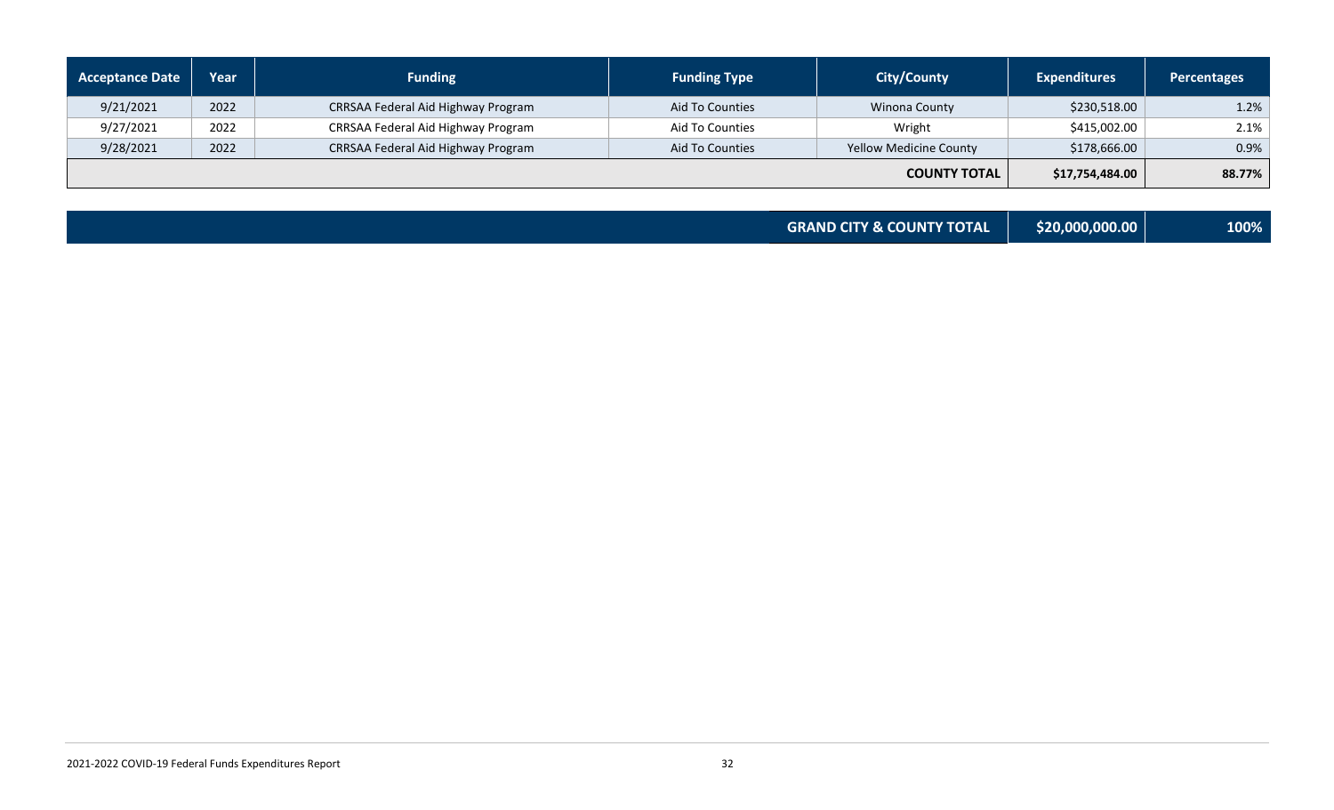| Acceptance Date | Year | Funding | Funding Type | City/County | Expenditures | Percentages |
|---|---|---|---|---|---|---|
| 9/21/2021 | 2022 | CRRSAA Federal Aid Highway Program | Aid To Counties | Winona County | $230,518.00 | 1.2% |
| 9/27/2021 | 2022 | CRRSAA Federal Aid Highway Program | Aid To Counties | Wright | $415,002.00 | 2.1% |
| 9/28/2021 | 2022 | CRRSAA Federal Aid Highway Program | Aid To Counties | Yellow Medicine County | $178,666.00 | 0.9% |
| | | | | **COUNTY TOTAL** | **$17,754,484.00** | **88.77%** |

| | | |
|---|---|---|
| **GRAND CITY & COUNTY TOTAL** | **$20,000,000.00** | **100%** |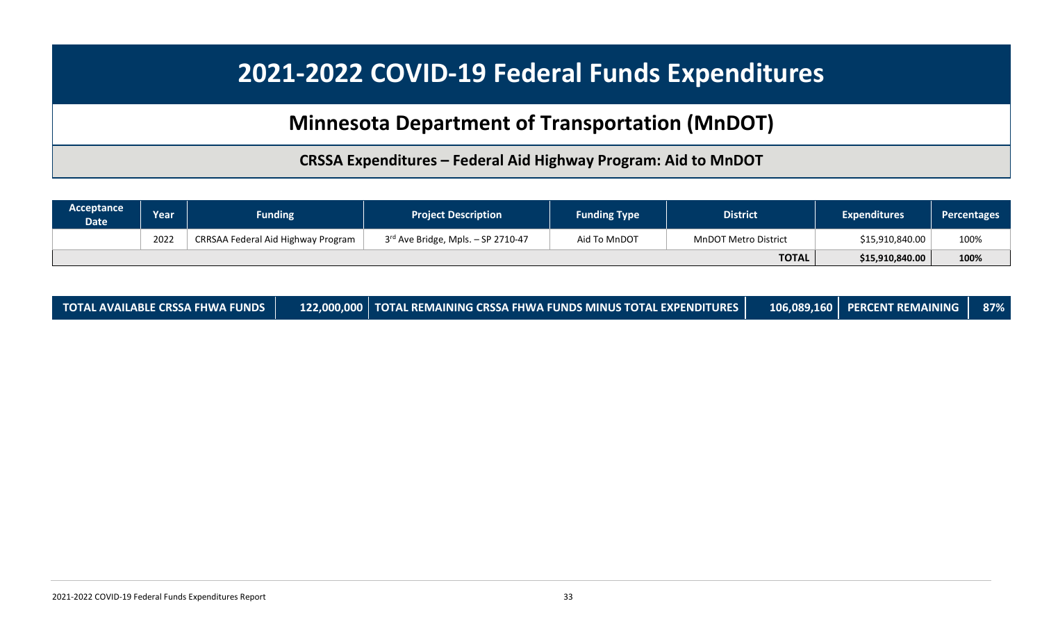# 2021-2022 COVID-19 Federal Funds Expenditures

## Minnesota Department of Transportation (MnDOT)

### CRSSA Expenditures – Federal Aid Highway Program: Aid to MnDOT

| Acceptance Date | Year | Funding | Project Description | Funding Type | District | Expenditures | Percentages |
|---|---|---|---|---|---|---|---|
| | 2022 | CRRSAA Federal Aid Highway Program | 3rd Ave Bridge, Mpls. – SP 2710-47 | Aid To MnDOT | MnDOT Metro District | $15,910,840.00 | 100% |
| | | | | | **TOTAL** | **$15,910,840.00** | **100%** |

| TOTAL AVAILABLE CRSSA FHWA FUNDS | 122,000,000 | TOTAL REMAINING CRSSA FHWA FUNDS MINUS TOTAL EXPENDITURES | 106,089,160 | PERCENT REMAINING | 87% |
|---|---|---|---|---|---|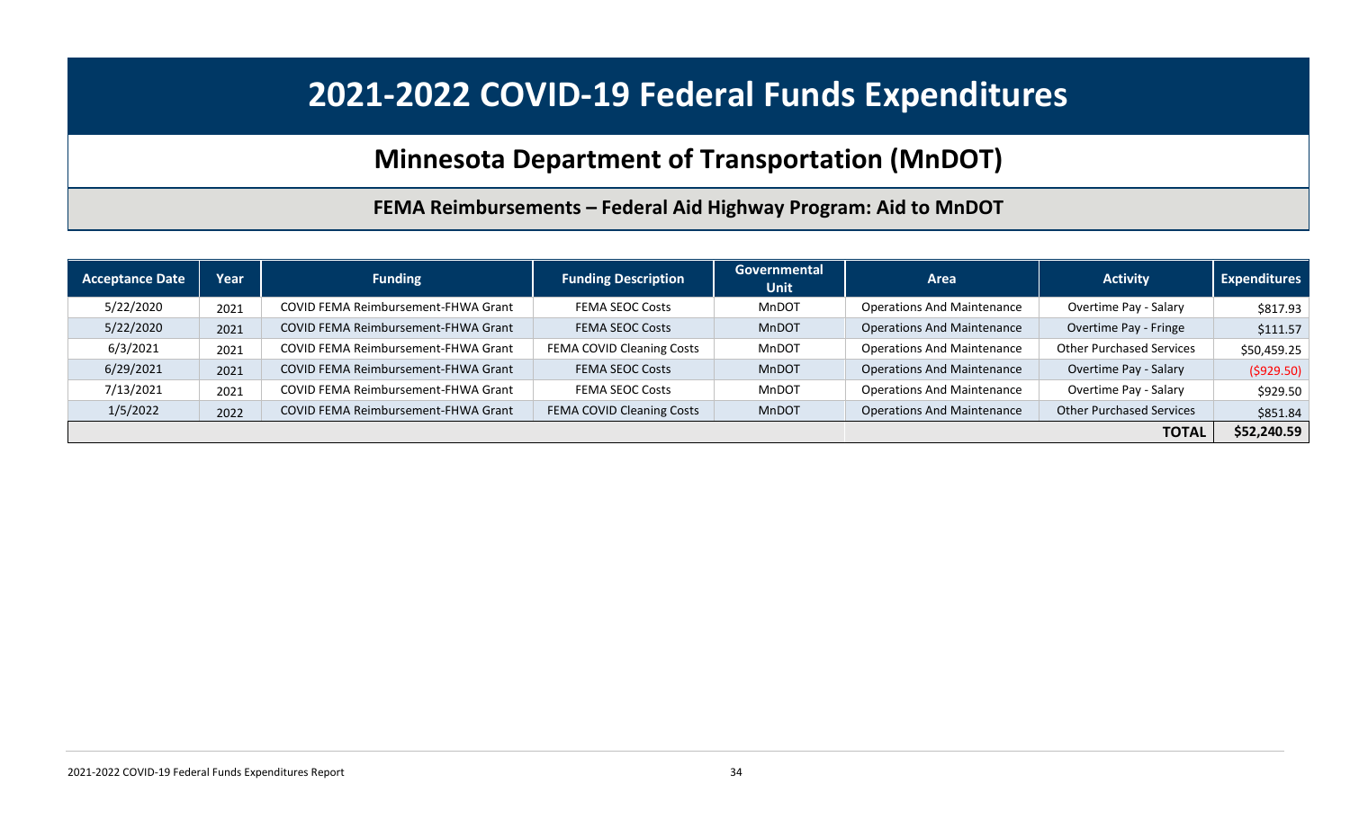# 2021-2022 COVID-19 Federal Funds Expenditures

## Minnesota Department of Transportation (MnDOT)

### FEMA Reimbursements – Federal Aid Highway Program: Aid to MnDOT

| Acceptance Date | Year | Funding | Funding Description | Governmental Unit | Area | Activity | Expenditures |
|---|---|---|---|---|---|---|---|
| 5/22/2020 | 2021 | COVID FEMA Reimbursement-FHWA Grant | FEMA SEOC Costs | MnDOT | Operations And Maintenance | Overtime Pay - Salary | $817.93 |
| 5/22/2020 | 2021 | COVID FEMA Reimbursement-FHWA Grant | FEMA SEOC Costs | MnDOT | Operations And Maintenance | Overtime Pay - Fringe | $111.57 |
| 6/3/2021 | 2021 | COVID FEMA Reimbursement-FHWA Grant | FEMA COVID Cleaning Costs | MnDOT | Operations And Maintenance | Other Purchased Services | $50,459.25 |
| 6/29/2021 | 2021 | COVID FEMA Reimbursement-FHWA Grant | FEMA SEOC Costs | MnDOT | Operations And Maintenance | Overtime Pay - Salary | ($929.50) |
| 7/13/2021 | 2021 | COVID FEMA Reimbursement-FHWA Grant | FEMA SEOC Costs | MnDOT | Operations And Maintenance | Overtime Pay - Salary | $929.50 |
| 1/5/2022 | 2022 | COVID FEMA Reimbursement-FHWA Grant | FEMA COVID Cleaning Costs | MnDOT | Operations And Maintenance | Other Purchased Services | $851.84 |
| | | | | | | **TOTAL** | **$52,240.59** |